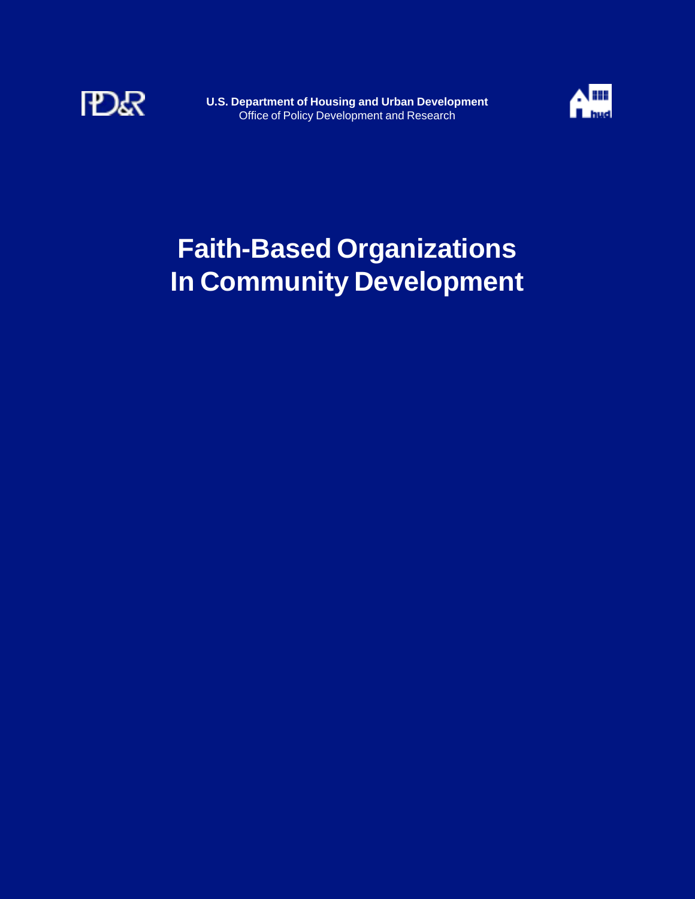**U.S. Department of Housing and Urban Development**
Office of Policy Development and Research

# Faith-Based Organizations In Community Development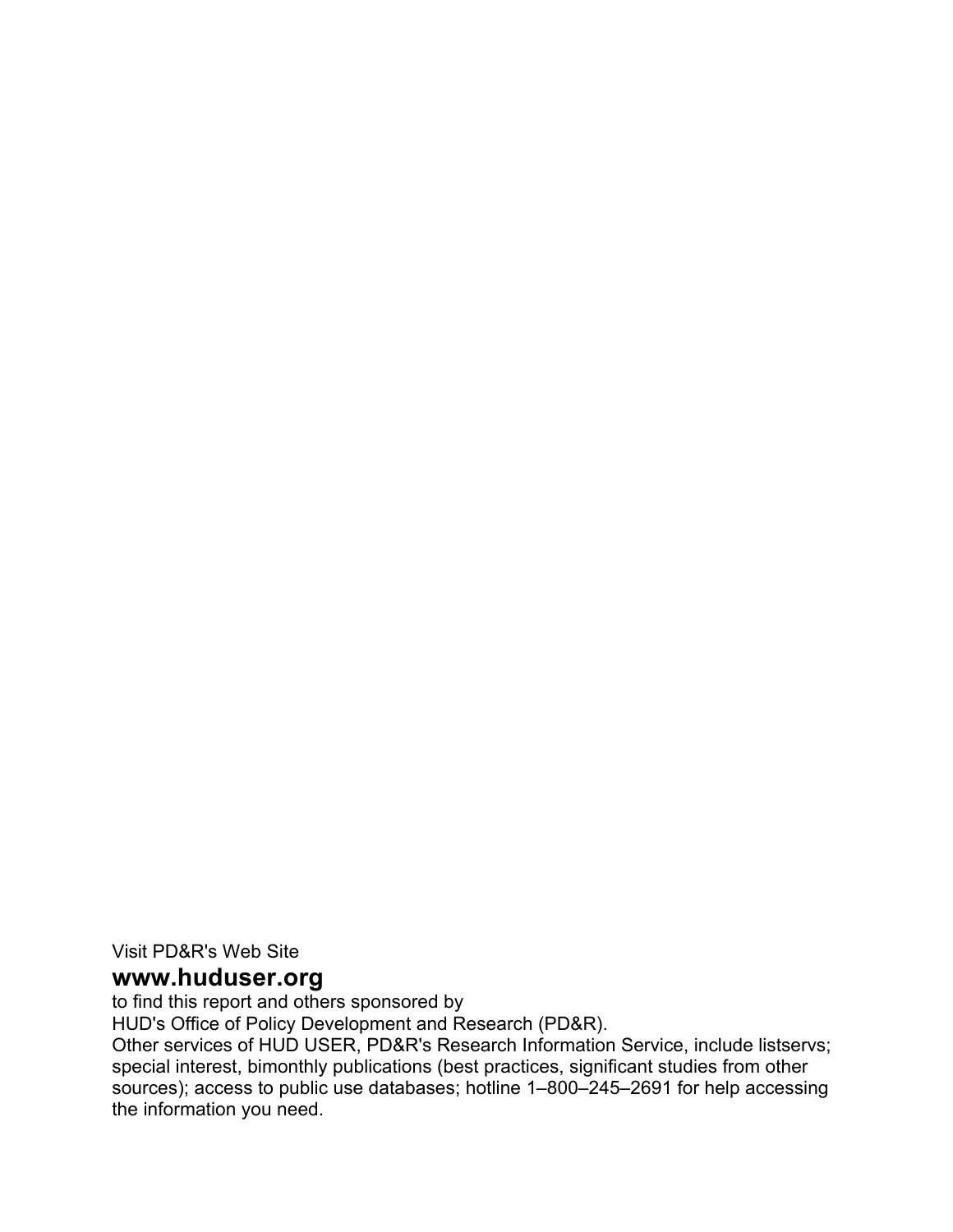Visit PD&R's Web Site

**www.huduser.org**

to find this report and others sponsored by
HUD's Office of Policy Development and Research (PD&R).
Other services of HUD USER, PD&R's Research Information Service, include listservs; special interest, bimonthly publications (best practices, significant studies from other sources); access to public use databases; hotline 1–800–245–2691 for help accessing the information you need.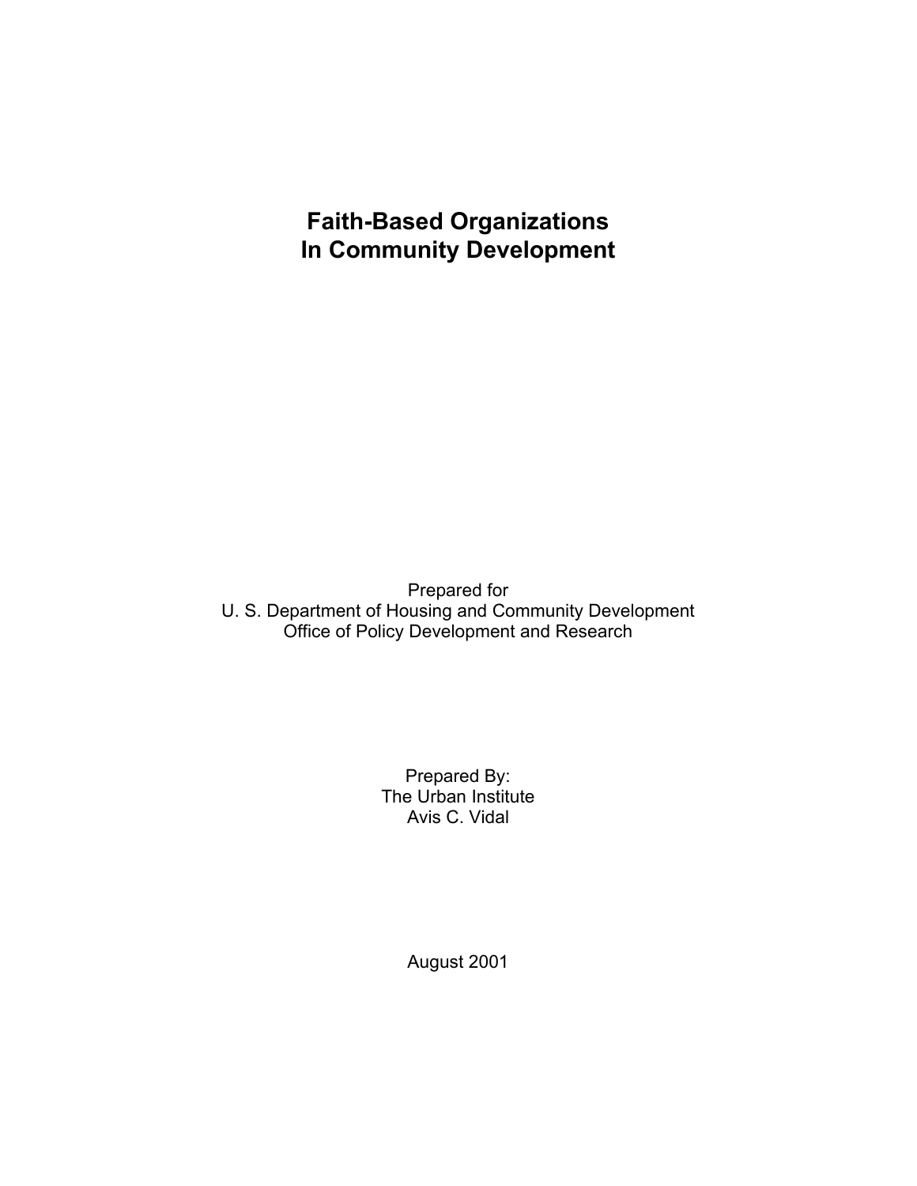# Faith-Based Organizations In Community Development

Prepared for
U. S. Department of Housing and Community Development
Office of Policy Development and Research

Prepared By:
The Urban Institute
Avis C. Vidal

August 2001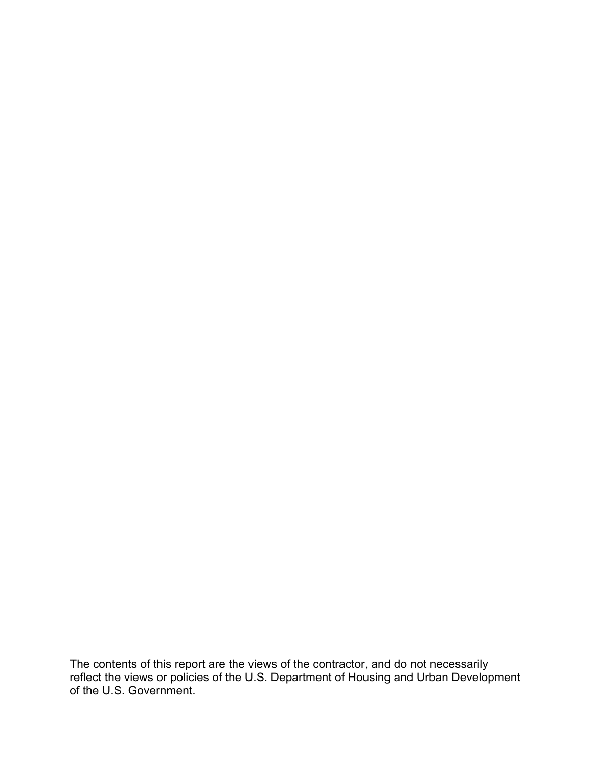The contents of this report are the views of the contractor, and do not necessarily reflect the views or policies of the U.S. Department of Housing and Urban Development of the U.S. Government.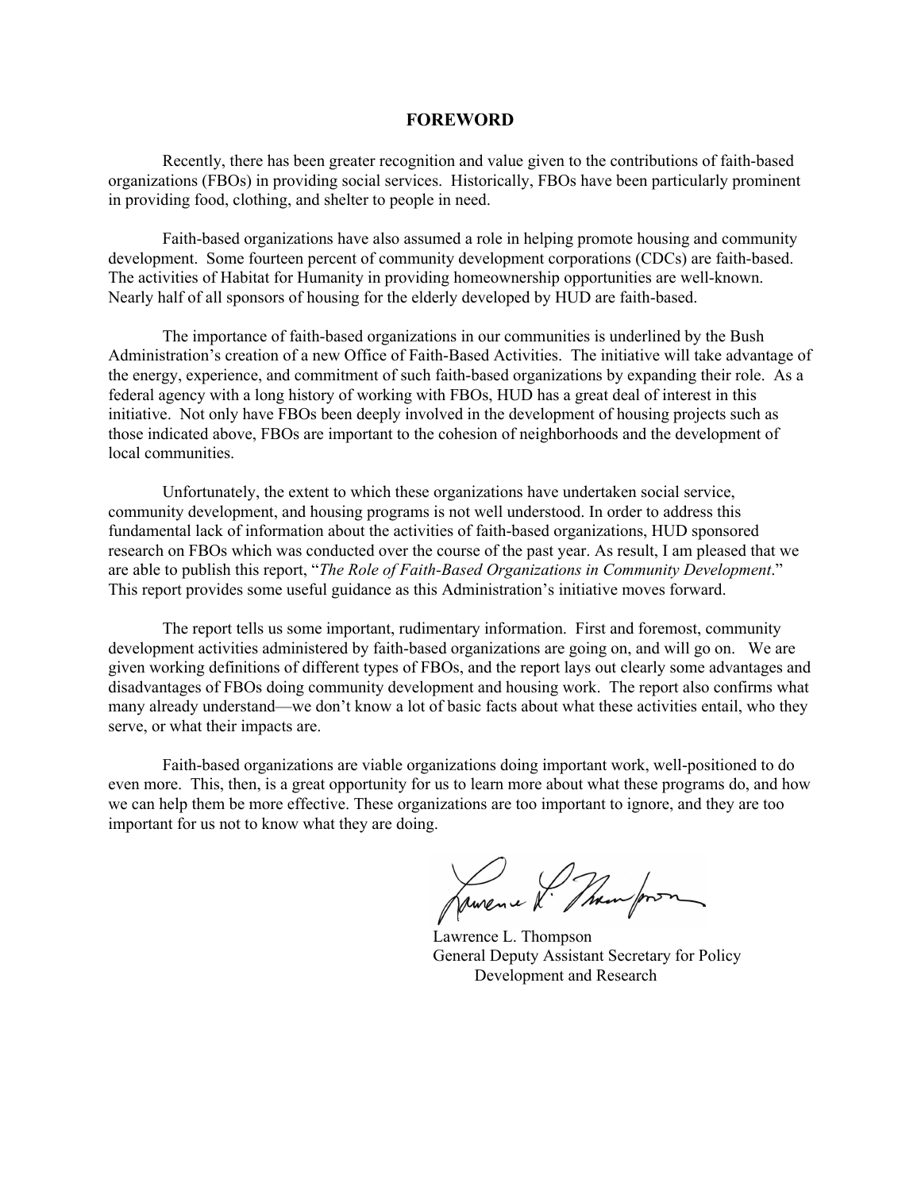# FOREWORD

Recently, there has been greater recognition and value given to the contributions of faith-based organizations (FBOs) in providing social services. Historically, FBOs have been particularly prominent in providing food, clothing, and shelter to people in need.

Faith-based organizations have also assumed a role in helping promote housing and community development. Some fourteen percent of community development corporations (CDCs) are faith-based. The activities of Habitat for Humanity in providing homeownership opportunities are well-known. Nearly half of all sponsors of housing for the elderly developed by HUD are faith-based.

The importance of faith-based organizations in our communities is underlined by the Bush Administration's creation of a new Office of Faith-Based Activities. The initiative will take advantage of the energy, experience, and commitment of such faith-based organizations by expanding their role. As a federal agency with a long history of working with FBOs, HUD has a great deal of interest in this initiative. Not only have FBOs been deeply involved in the development of housing projects such as those indicated above, FBOs are important to the cohesion of neighborhoods and the development of local communities.

Unfortunately, the extent to which these organizations have undertaken social service, community development, and housing programs is not well understood. In order to address this fundamental lack of information about the activities of faith-based organizations, HUD sponsored research on FBOs which was conducted over the course of the past year. As result, I am pleased that we are able to publish this report, "*The Role of Faith-Based Organizations in Community Development*." This report provides some useful guidance as this Administration's initiative moves forward.

The report tells us some important, rudimentary information. First and foremost, community development activities administered by faith-based organizations are going on, and will go on. We are given working definitions of different types of FBOs, and the report lays out clearly some advantages and disadvantages of FBOs doing community development and housing work. The report also confirms what many already understand—we don't know a lot of basic facts about what these activities entail, who they serve, or what their impacts are.

Faith-based organizations are viable organizations doing important work, well-positioned to do even more. This, then, is a great opportunity for us to learn more about what these programs do, and how we can help them be more effective. These organizations are too important to ignore, and they are too important for us not to know what they are doing.

Lawrence L. Thompson
General Deputy Assistant Secretary for Policy Development and Research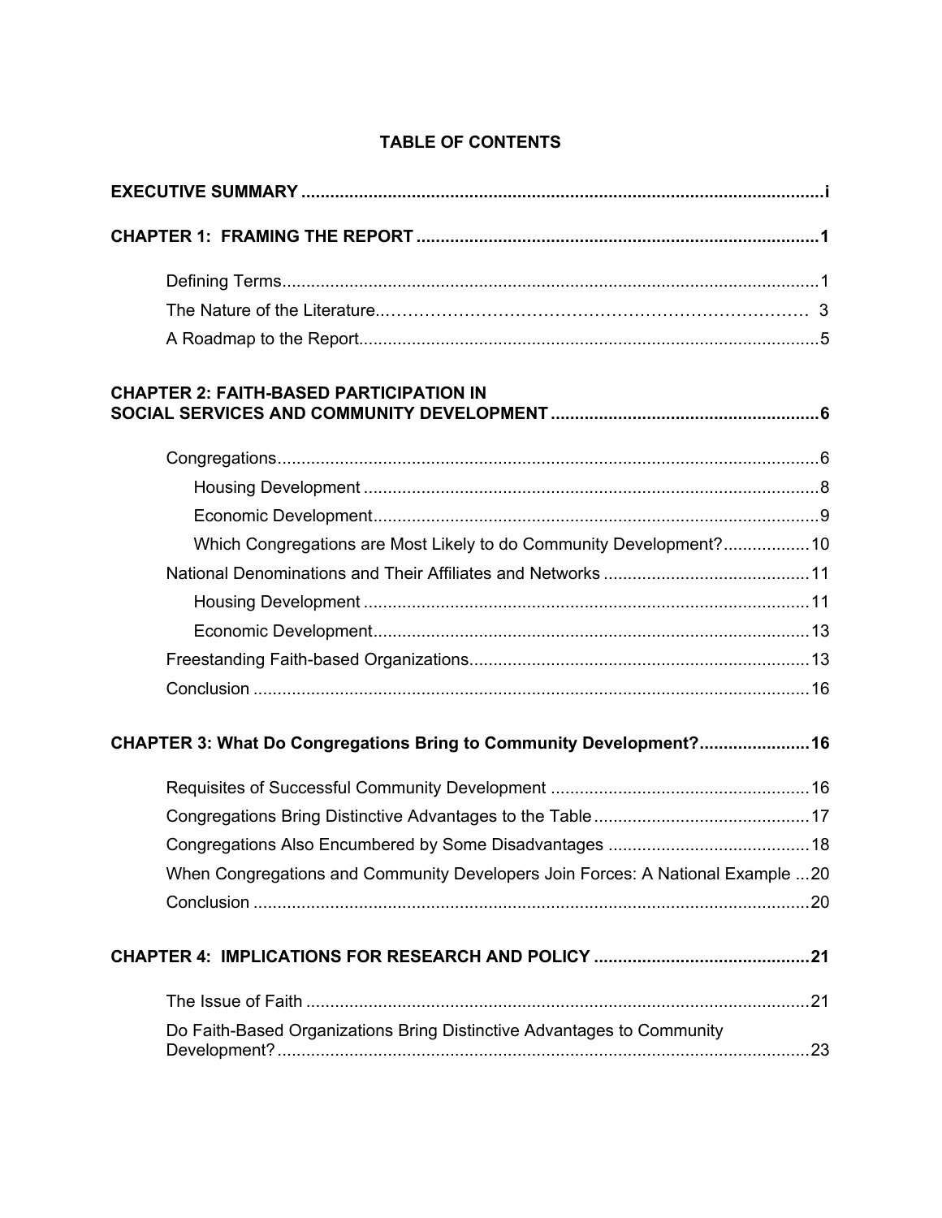## TABLE OF CONTENTS

**EXECUTIVE SUMMARY** ............................................................................................................i

**CHAPTER 1: FRAMING THE REPORT** ....................................................................................1

- Defining Terms...............................................................................................................1
- The Nature of the Literature..…………………………………………………………………… 3
- A Roadmap to the Report................................................................................................5

**CHAPTER 2: FAITH-BASED PARTICIPATION IN SOCIAL SERVICES AND COMMUNITY DEVELOPMENT** .......................................................6

- Congregations.................................................................................................................6
  - Housing Development ...............................................................................................8
  - Economic Development.............................................................................................9
  - Which Congregations are Most Likely to do Community Development?..................10
- National Denominations and Their Affiliates and Networks ...........................................11
  - Housing Development ...............................................................................................11
  - Economic Development.............................................................................................13
- Freestanding Faith-based Organizations......................................................................13
- Conclusion ....................................................................................................................16

**CHAPTER 3: What Do Congregations Bring to Community Development?**.......................16

- Requisites of Successful Community Development .....................................................16
- Congregations Bring Distinctive Advantages to the Table.............................................17
- Congregations Also Encumbered by Some Disadvantages ..........................................18
- When Congregations and Community Developers Join Forces: A National Example ...20
- Conclusion ....................................................................................................................20

**CHAPTER 4: IMPLICATIONS FOR RESEARCH AND POLICY** .............................................21

- The Issue of Faith .........................................................................................................21
- Do Faith-Based Organizations Bring Distinctive Advantages to Community Development?................................................................................................................23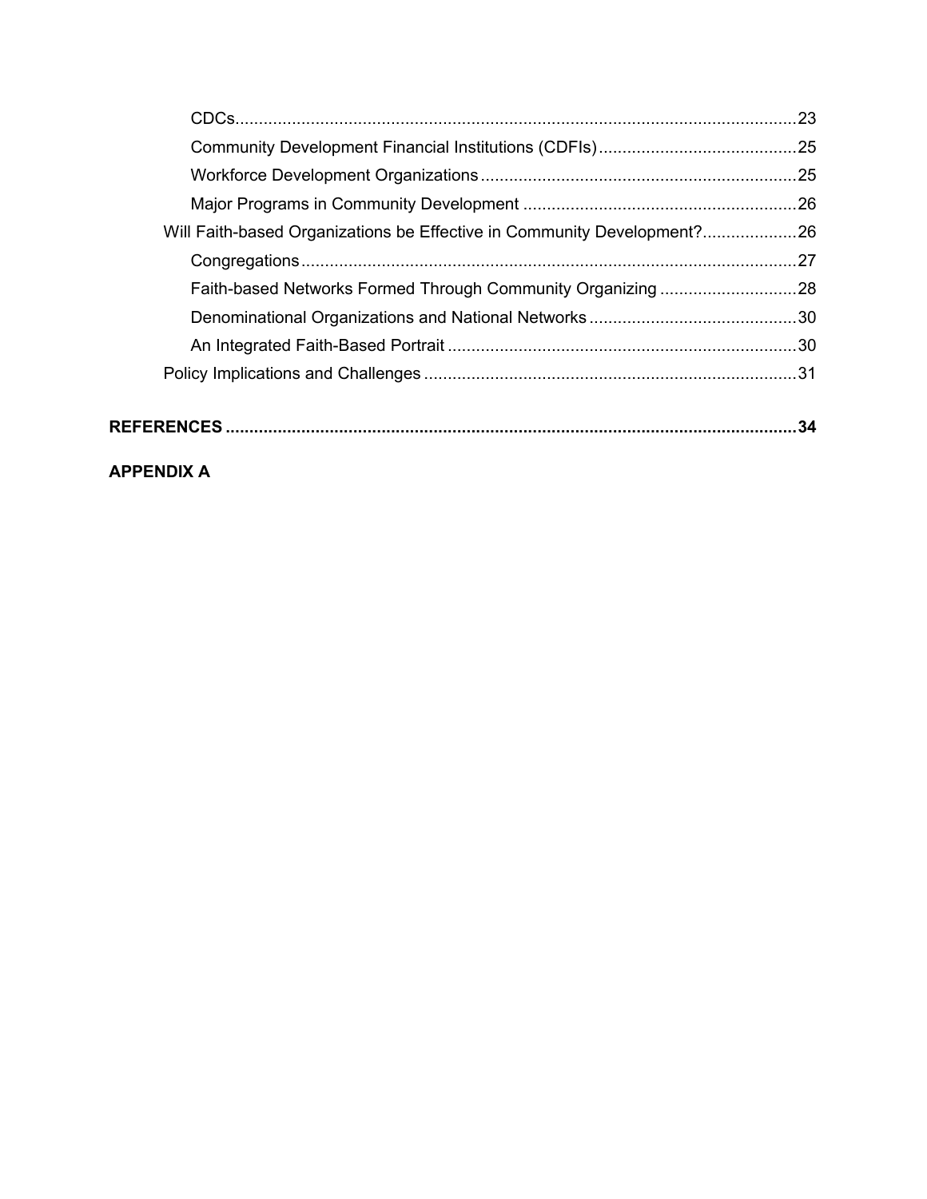- CDCs ........................................................................................................................ 23
- Community Development Financial Institutions (CDFIs) .......................................... 25
- Workforce Development Organizations ................................................................... 25
- Major Programs in Community Development .......................................................... 26

Will Faith-based Organizations be Effective in Community Development? .................... 26

- Congregations ......................................................................................................... 27
- Faith-based Networks Formed Through Community Organizing ............................. 28
- Denominational Organizations and National Networks ............................................ 30
- An Integrated Faith-Based Portrait .......................................................................... 30

Policy Implications and Challenges ............................................................................... 31

**REFERENCES ......................................................................................................................... 34**

**APPENDIX A**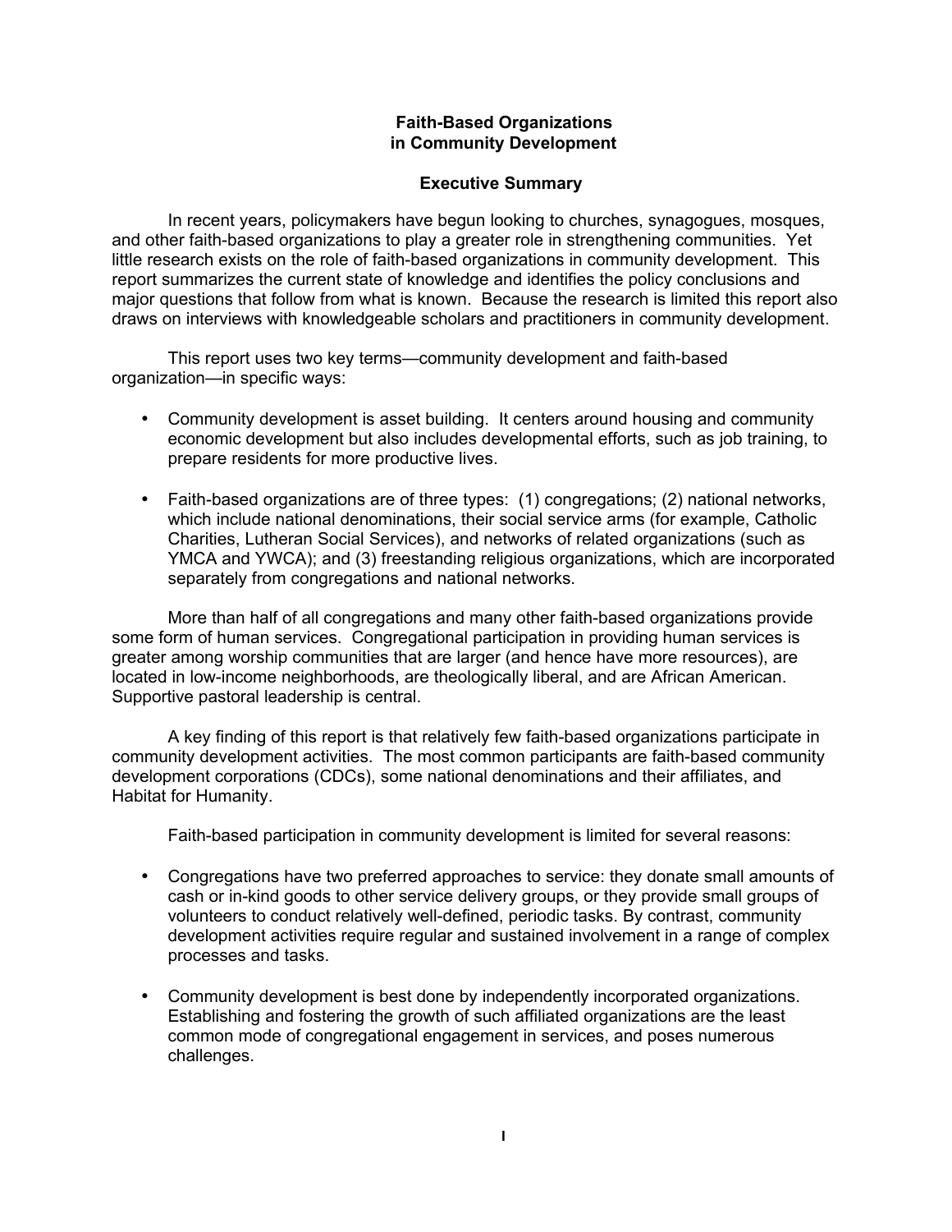# Faith-Based Organizations in Community Development

## Executive Summary

In recent years, policymakers have begun looking to churches, synagogues, mosques, and other faith-based organizations to play a greater role in strengthening communities. Yet little research exists on the role of faith-based organizations in community development. This report summarizes the current state of knowledge and identifies the policy conclusions and major questions that follow from what is known. Because the research is limited this report also draws on interviews with knowledgeable scholars and practitioners in community development.

This report uses two key terms—community development and faith-based organization—in specific ways:

- Community development is asset building. It centers around housing and community economic development but also includes developmental efforts, such as job training, to prepare residents for more productive lives.
- Faith-based organizations are of three types: (1) congregations; (2) national networks, which include national denominations, their social service arms (for example, Catholic Charities, Lutheran Social Services), and networks of related organizations (such as YMCA and YWCA); and (3) freestanding religious organizations, which are incorporated separately from congregations and national networks.

More than half of all congregations and many other faith-based organizations provide some form of human services. Congregational participation in providing human services is greater among worship communities that are larger (and hence have more resources), are located in low-income neighborhoods, are theologically liberal, and are African American. Supportive pastoral leadership is central.

A key finding of this report is that relatively few faith-based organizations participate in community development activities. The most common participants are faith-based community development corporations (CDCs), some national denominations and their affiliates, and Habitat for Humanity.

Faith-based participation in community development is limited for several reasons:

- Congregations have two preferred approaches to service: they donate small amounts of cash or in-kind goods to other service delivery groups, or they provide small groups of volunteers to conduct relatively well-defined, periodic tasks. By contrast, community development activities require regular and sustained involvement in a range of complex processes and tasks.
- Community development is best done by independently incorporated organizations. Establishing and fostering the growth of such affiliated organizations are the least common mode of congregational engagement in services, and poses numerous challenges.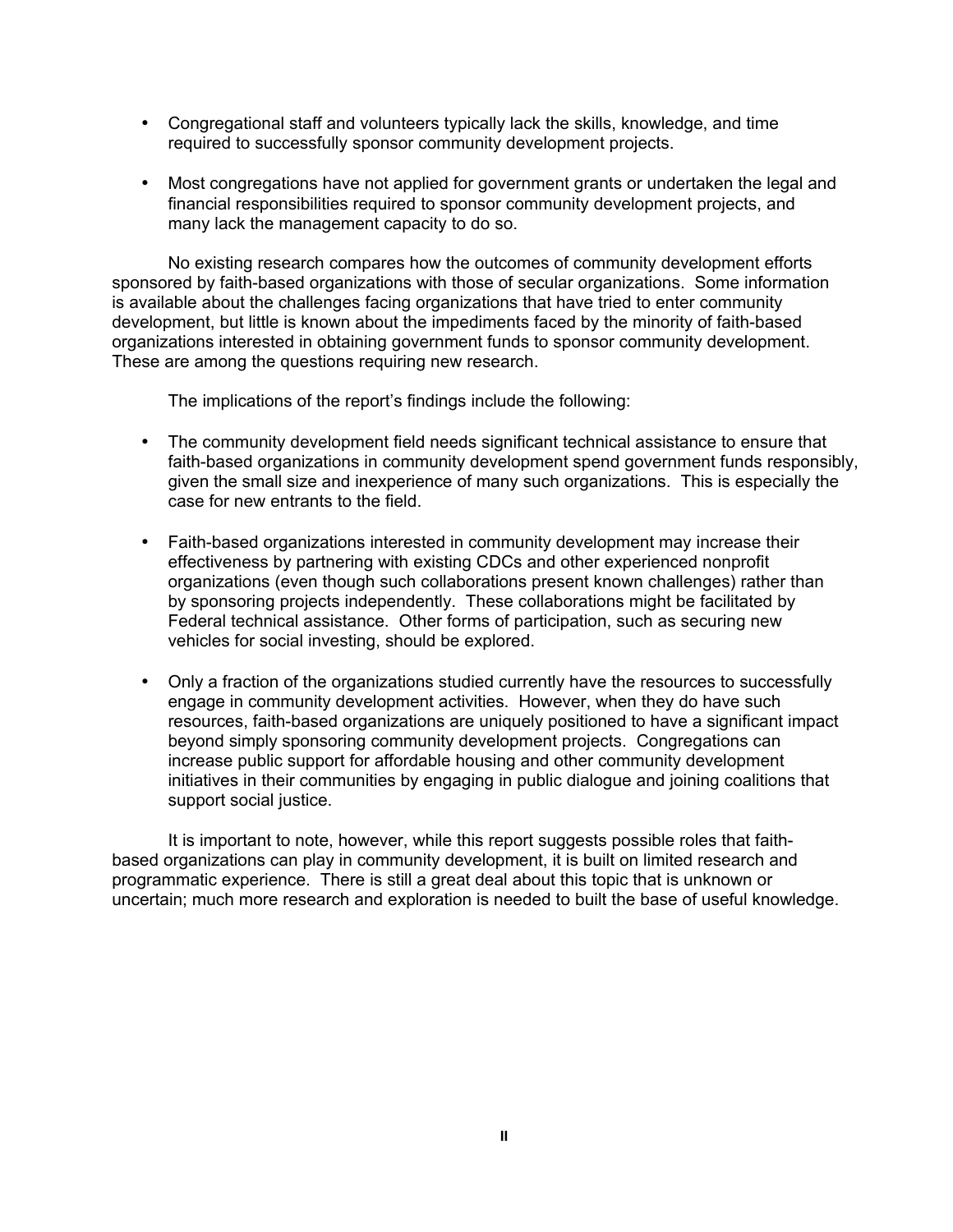- Congregational staff and volunteers typically lack the skills, knowledge, and time required to successfully sponsor community development projects.

- Most congregations have not applied for government grants or undertaken the legal and financial responsibilities required to sponsor community development projects, and many lack the management capacity to do so.

No existing research compares how the outcomes of community development efforts sponsored by faith-based organizations with those of secular organizations. Some information is available about the challenges facing organizations that have tried to enter community development, but little is known about the impediments faced by the minority of faith-based organizations interested in obtaining government funds to sponsor community development. These are among the questions requiring new research.

The implications of the report's findings include the following:

- The community development field needs significant technical assistance to ensure that faith-based organizations in community development spend government funds responsibly, given the small size and inexperience of many such organizations. This is especially the case for new entrants to the field.

- Faith-based organizations interested in community development may increase their effectiveness by partnering with existing CDCs and other experienced nonprofit organizations (even though such collaborations present known challenges) rather than by sponsoring projects independently. These collaborations might be facilitated by Federal technical assistance. Other forms of participation, such as securing new vehicles for social investing, should be explored.

- Only a fraction of the organizations studied currently have the resources to successfully engage in community development activities. However, when they do have such resources, faith-based organizations are uniquely positioned to have a significant impact beyond simply sponsoring community development projects. Congregations can increase public support for affordable housing and other community development initiatives in their communities by engaging in public dialogue and joining coalitions that support social justice.

It is important to note, however, while this report suggests possible roles that faith-based organizations can play in community development, it is built on limited research and programmatic experience. There is still a great deal about this topic that is unknown or uncertain; much more research and exploration is needed to built the base of useful knowledge.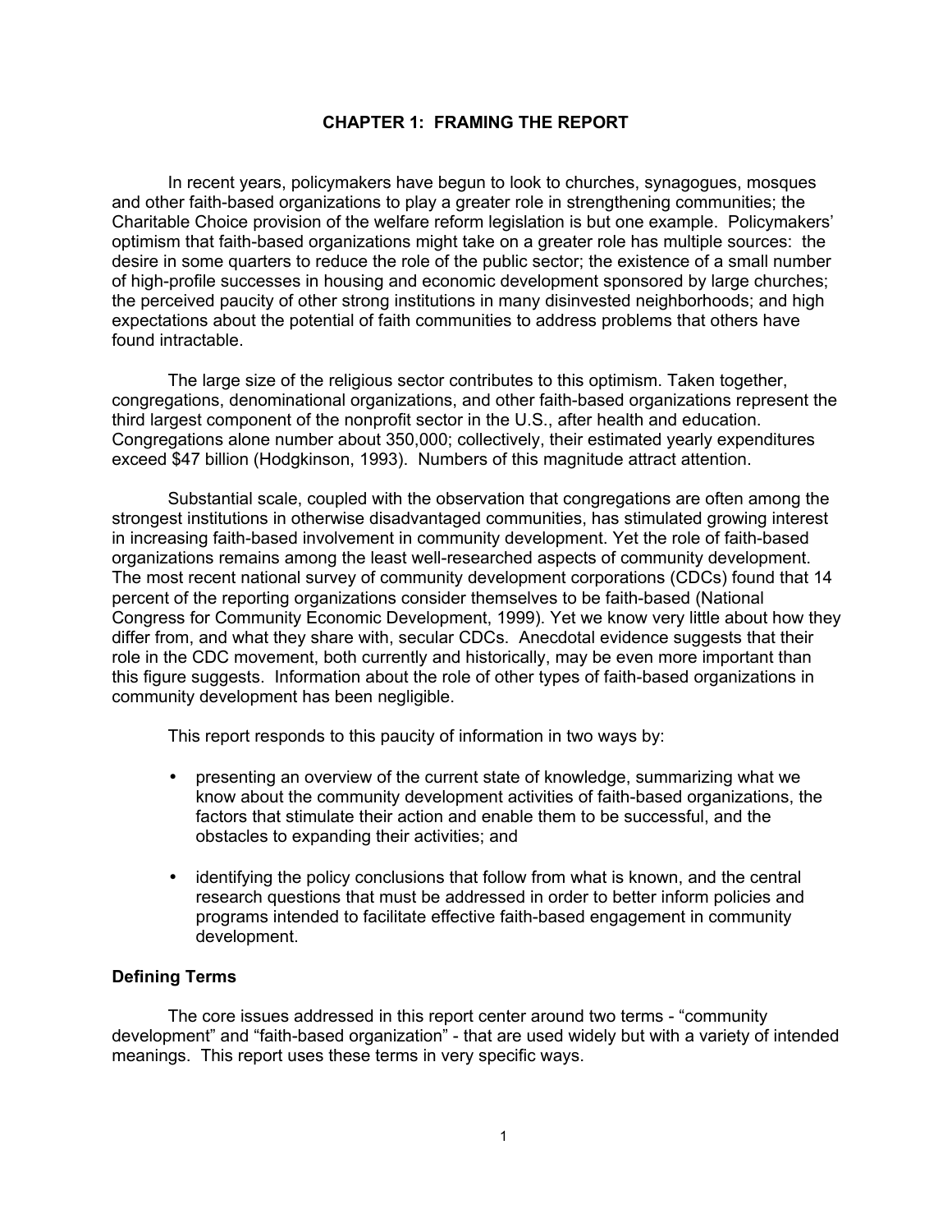# CHAPTER 1: FRAMING THE REPORT

In recent years, policymakers have begun to look to churches, synagogues, mosques and other faith-based organizations to play a greater role in strengthening communities; the Charitable Choice provision of the welfare reform legislation is but one example. Policymakers' optimism that faith-based organizations might take on a greater role has multiple sources: the desire in some quarters to reduce the role of the public sector; the existence of a small number of high-profile successes in housing and economic development sponsored by large churches; the perceived paucity of other strong institutions in many disinvested neighborhoods; and high expectations about the potential of faith communities to address problems that others have found intractable.

The large size of the religious sector contributes to this optimism. Taken together, congregations, denominational organizations, and other faith-based organizations represent the third largest component of the nonprofit sector in the U.S., after health and education. Congregations alone number about 350,000; collectively, their estimated yearly expenditures exceed $47 billion (Hodgkinson, 1993). Numbers of this magnitude attract attention.

Substantial scale, coupled with the observation that congregations are often among the strongest institutions in otherwise disadvantaged communities, has stimulated growing interest in increasing faith-based involvement in community development. Yet the role of faith-based organizations remains among the least well-researched aspects of community development. The most recent national survey of community development corporations (CDCs) found that 14 percent of the reporting organizations consider themselves to be faith-based (National Congress for Community Economic Development, 1999). Yet we know very little about how they differ from, and what they share with, secular CDCs. Anecdotal evidence suggests that their role in the CDC movement, both currently and historically, may be even more important than this figure suggests. Information about the role of other types of faith-based organizations in community development has been negligible.

This report responds to this paucity of information in two ways by:

- presenting an overview of the current state of knowledge, summarizing what we know about the community development activities of faith-based organizations, the factors that stimulate their action and enable them to be successful, and the obstacles to expanding their activities; and
- identifying the policy conclusions that follow from what is known, and the central research questions that must be addressed in order to better inform policies and programs intended to facilitate effective faith-based engagement in community development.

## Defining Terms

The core issues addressed in this report center around two terms - "community development" and "faith-based organization" - that are used widely but with a variety of intended meanings. This report uses these terms in very specific ways.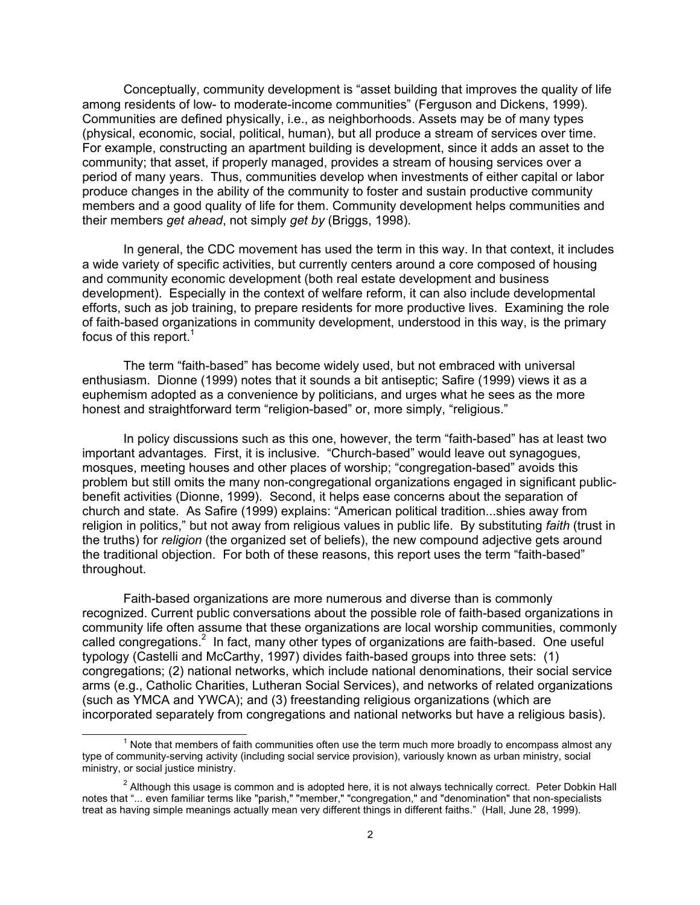Conceptually, community development is "asset building that improves the quality of life among residents of low- to moderate-income communities" (Ferguson and Dickens, 1999). Communities are defined physically, i.e., as neighborhoods. Assets may be of many types (physical, economic, social, political, human), but all produce a stream of services over time. For example, constructing an apartment building is development, since it adds an asset to the community; that asset, if properly managed, provides a stream of housing services over a period of many years. Thus, communities develop when investments of either capital or labor produce changes in the ability of the community to foster and sustain productive community members and a good quality of life for them. Community development helps communities and their members *get ahead*, not simply *get by* (Briggs, 1998).

In general, the CDC movement has used the term in this way. In that context, it includes a wide variety of specific activities, but currently centers around a core composed of housing and community economic development (both real estate development and business development). Especially in the context of welfare reform, it can also include developmental efforts, such as job training, to prepare residents for more productive lives. Examining the role of faith-based organizations in community development, understood in this way, is the primary focus of this report.[1]

The term "faith-based" has become widely used, but not embraced with universal enthusiasm. Dionne (1999) notes that it sounds a bit antiseptic; Safire (1999) views it as a euphemism adopted as a convenience by politicians, and urges what he sees as the more honest and straightforward term "religion-based" or, more simply, "religious."

In policy discussions such as this one, however, the term "faith-based" has at least two important advantages. First, it is inclusive. "Church-based" would leave out synagogues, mosques, meeting houses and other places of worship; "congregation-based" avoids this problem but still omits the many non-congregational organizations engaged in significant public-benefit activities (Dionne, 1999). Second, it helps ease concerns about the separation of church and state. As Safire (1999) explains: "American political tradition...shies away from religion in politics," but not away from religious values in public life. By substituting *faith* (trust in the truths) for *religion* (the organized set of beliefs), the new compound adjective gets around the traditional objection. For both of these reasons, this report uses the term "faith-based" throughout.

Faith-based organizations are more numerous and diverse than is commonly recognized. Current public conversations about the possible role of faith-based organizations in community life often assume that these organizations are local worship communities, commonly called congregations.[2] In fact, many other types of organizations are faith-based. One useful typology (Castelli and McCarthy, 1997) divides faith-based groups into three sets: (1) congregations; (2) national networks, which include national denominations, their social service arms (e.g., Catholic Charities, Lutheran Social Services), and networks of related organizations (such as YMCA and YWCA); and (3) freestanding religious organizations (which are incorporated separately from congregations and national networks but have a religious basis).

---

[1] Note that members of faith communities often use the term much more broadly to encompass almost any type of community-serving activity (including social service provision), variously known as urban ministry, social ministry, or social justice ministry.

[2] Although this usage is common and is adopted here, it is not always technically correct. Peter Dobkin Hall notes that "... even familiar terms like "parish," "member," "congregation," and "denomination" that non-specialists treat as having simple meanings actually mean very different things in different faiths." (Hall, June 28, 1999).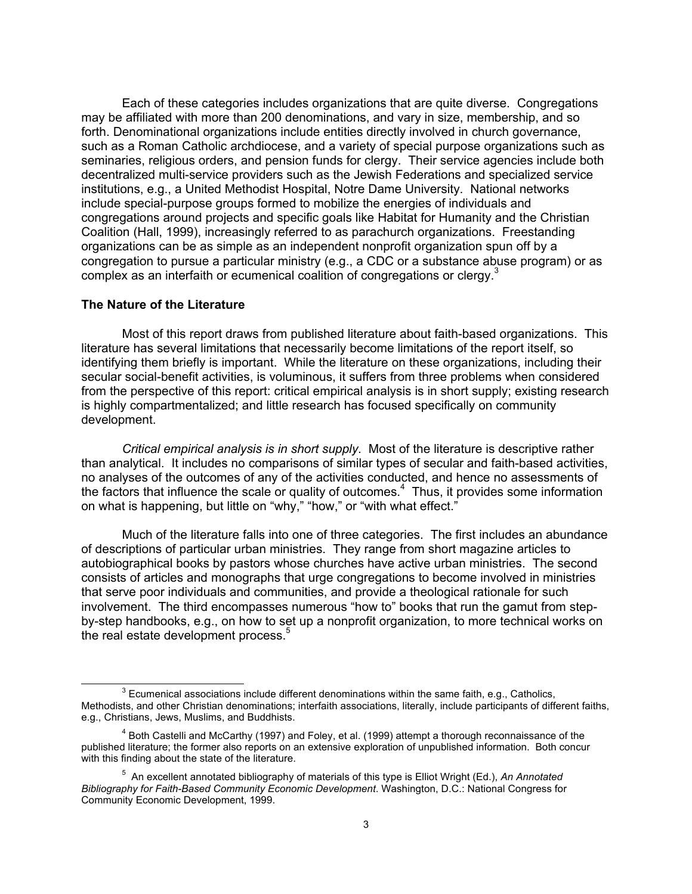Each of these categories includes organizations that are quite diverse. Congregations may be affiliated with more than 200 denominations, and vary in size, membership, and so forth. Denominational organizations include entities directly involved in church governance, such as a Roman Catholic archdiocese, and a variety of special purpose organizations such as seminaries, religious orders, and pension funds for clergy. Their service agencies include both decentralized multi-service providers such as the Jewish Federations and specialized service institutions, e.g., a United Methodist Hospital, Notre Dame University. National networks include special-purpose groups formed to mobilize the energies of individuals and congregations around projects and specific goals like Habitat for Humanity and the Christian Coalition (Hall, 1999), increasingly referred to as parachurch organizations. Freestanding organizations can be as simple as an independent nonprofit organization spun off by a congregation to pursue a particular ministry (e.g., a CDC or a substance abuse program) or as complex as an interfaith or ecumenical coalition of congregations or clergy.[3]

**The Nature of the Literature**

Most of this report draws from published literature about faith-based organizations. This literature has several limitations that necessarily become limitations of the report itself, so identifying them briefly is important. While the literature on these organizations, including their secular social-benefit activities, is voluminous, it suffers from three problems when considered from the perspective of this report: critical empirical analysis is in short supply; existing research is highly compartmentalized; and little research has focused specifically on community development.

*Critical empirical analysis is in short supply*. Most of the literature is descriptive rather than analytical. It includes no comparisons of similar types of secular and faith-based activities, no analyses of the outcomes of any of the activities conducted, and hence no assessments of the factors that influence the scale or quality of outcomes.[4] Thus, it provides some information on what is happening, but little on "why," "how," or "with what effect."

Much of the literature falls into one of three categories. The first includes an abundance of descriptions of particular urban ministries. They range from short magazine articles to autobiographical books by pastors whose churches have active urban ministries. The second consists of articles and monographs that urge congregations to become involved in ministries that serve poor individuals and communities, and provide a theological rationale for such involvement. The third encompasses numerous "how to" books that run the gamut from step-by-step handbooks, e.g., on how to set up a nonprofit organization, to more technical works on the real estate development process.[5]

---

[3] Ecumenical associations include different denominations within the same faith, e.g., Catholics, Methodists, and other Christian denominations; interfaith associations, literally, include participants of different faiths, e.g., Christians, Jews, Muslims, and Buddhists.

[4] Both Castelli and McCarthy (1997) and Foley, et al. (1999) attempt a thorough reconnaissance of the published literature; the former also reports on an extensive exploration of unpublished information. Both concur with this finding about the state of the literature.

[5] An excellent annotated bibliography of materials of this type is Elliot Wright (Ed.), *An Annotated Bibliography for Faith-Based Community Economic Development*. Washington, D.C.: National Congress for Community Economic Development, 1999.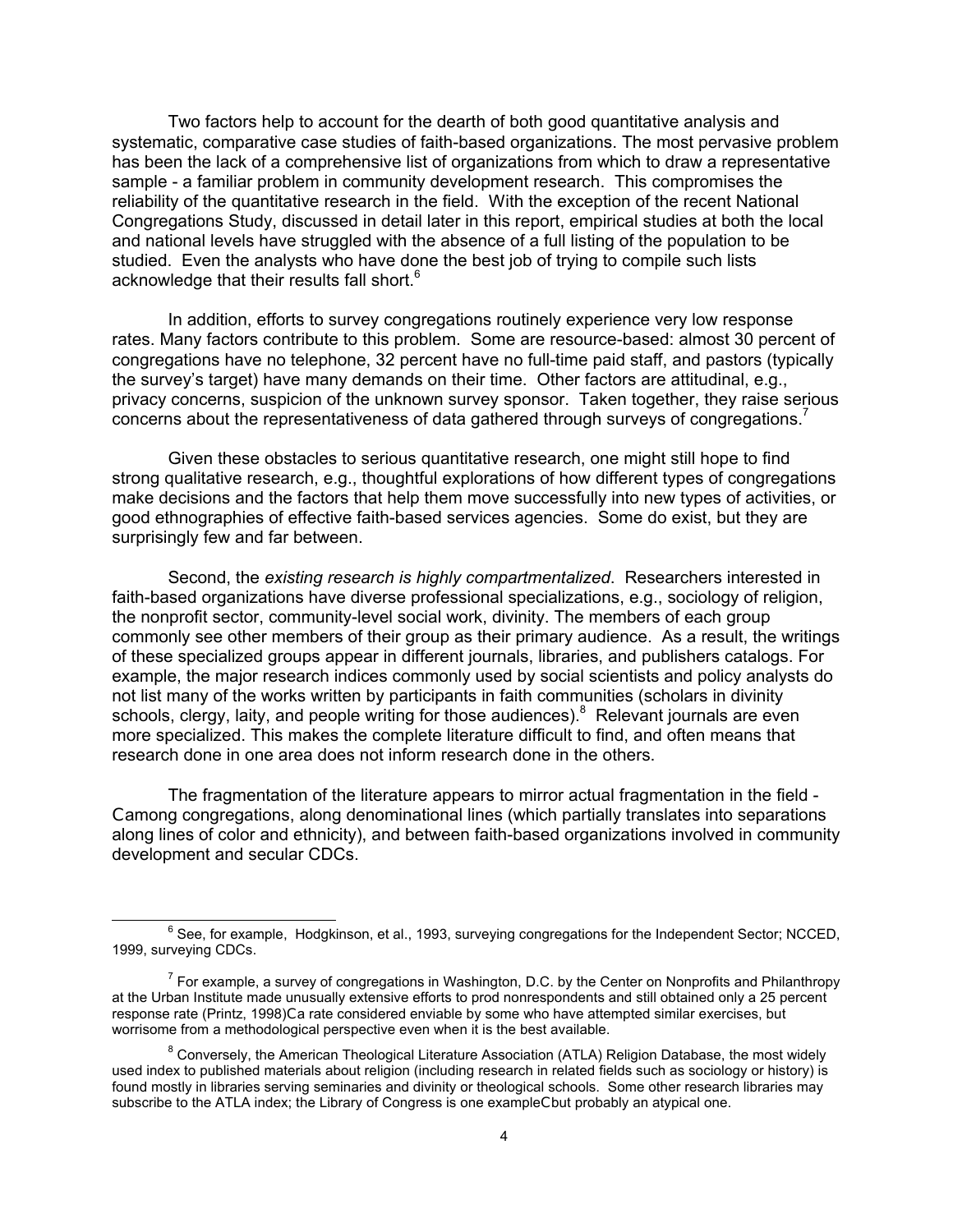Two factors help to account for the dearth of both good quantitative analysis and systematic, comparative case studies of faith-based organizations. The most pervasive problem has been the lack of a comprehensive list of organizations from which to draw a representative sample - a familiar problem in community development research. This compromises the reliability of the quantitative research in the field. With the exception of the recent National Congregations Study, discussed in detail later in this report, empirical studies at both the local and national levels have struggled with the absence of a full listing of the population to be studied. Even the analysts who have done the best job of trying to compile such lists acknowledge that their results fall short.[6]

In addition, efforts to survey congregations routinely experience very low response rates. Many factors contribute to this problem. Some are resource-based: almost 30 percent of congregations have no telephone, 32 percent have no full-time paid staff, and pastors (typically the survey's target) have many demands on their time. Other factors are attitudinal, e.g., privacy concerns, suspicion of the unknown survey sponsor. Taken together, they raise serious concerns about the representativeness of data gathered through surveys of congregations.[7]

Given these obstacles to serious quantitative research, one might still hope to find strong qualitative research, e.g., thoughtful explorations of how different types of congregations make decisions and the factors that help them move successfully into new types of activities, or good ethnographies of effective faith-based services agencies. Some do exist, but they are surprisingly few and far between.

Second, the *existing research is highly compartmentalized*. Researchers interested in faith-based organizations have diverse professional specializations, e.g., sociology of religion, the nonprofit sector, community-level social work, divinity. The members of each group commonly see other members of their group as their primary audience. As a result, the writings of these specialized groups appear in different journals, libraries, and publishers catalogs. For example, the major research indices commonly used by social scientists and policy analysts do not list many of the works written by participants in faith communities (scholars in divinity schools, clergy, laity, and people writing for those audiences).[8] Relevant journals are even more specialized. This makes the complete literature difficult to find, and often means that research done in one area does not inform research done in the others.

The fragmentation of the literature appears to mirror actual fragmentation in the field - Camong congregations, along denominational lines (which partially translates into separations along lines of color and ethnicity), and between faith-based organizations involved in community development and secular CDCs.

---

[6] See, for example, Hodgkinson, et al., 1993, surveying congregations for the Independent Sector; NCCED, 1999, surveying CDCs.

[7] For example, a survey of congregations in Washington, D.C. by the Center on Nonprofits and Philanthropy at the Urban Institute made unusually extensive efforts to prod nonrespondents and still obtained only a 25 percent response rate (Printz, 1998)Ca rate considered enviable by some who have attempted similar exercises, but worrisome from a methodological perspective even when it is the best available.

[8] Conversely, the American Theological Literature Association (ATLA) Religion Database, the most widely used index to published materials about religion (including research in related fields such as sociology or history) is found mostly in libraries serving seminaries and divinity or theological schools. Some other research libraries may subscribe to the ATLA index; the Library of Congress is one exampleCbut probably an atypical one.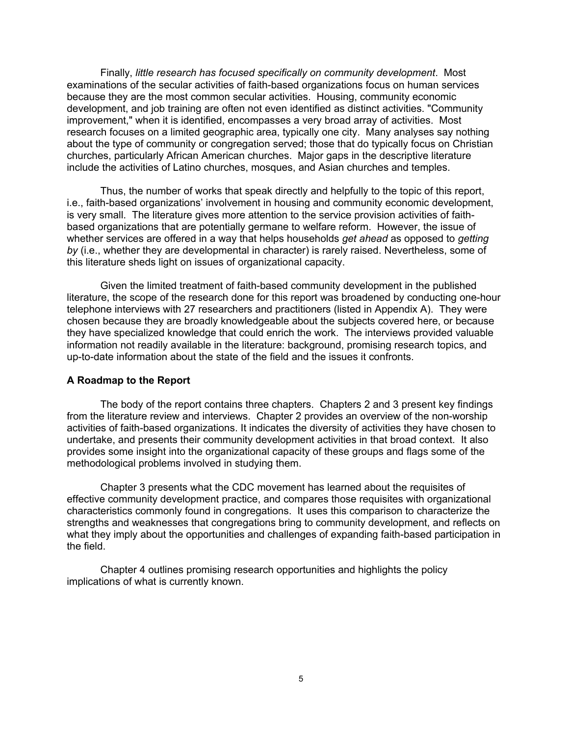Finally, *little research has focused specifically on community development*. Most examinations of the secular activities of faith-based organizations focus on human services because they are the most common secular activities. Housing, community economic development, and job training are often not even identified as distinct activities. "Community improvement," when it is identified, encompasses a very broad array of activities. Most research focuses on a limited geographic area, typically one city. Many analyses say nothing about the type of community or congregation served; those that do typically focus on Christian churches, particularly African American churches. Major gaps in the descriptive literature include the activities of Latino churches, mosques, and Asian churches and temples.

Thus, the number of works that speak directly and helpfully to the topic of this report, i.e., faith-based organizations' involvement in housing and community economic development, is very small. The literature gives more attention to the service provision activities of faith-based organizations that are potentially germane to welfare reform. However, the issue of whether services are offered in a way that helps households *get ahead* as opposed to *getting by* (i.e., whether they are developmental in character) is rarely raised. Nevertheless, some of this literature sheds light on issues of organizational capacity.

Given the limited treatment of faith-based community development in the published literature, the scope of the research done for this report was broadened by conducting one-hour telephone interviews with 27 researchers and practitioners (listed in Appendix A). They were chosen because they are broadly knowledgeable about the subjects covered here, or because they have specialized knowledge that could enrich the work. The interviews provided valuable information not readily available in the literature: background, promising research topics, and up-to-date information about the state of the field and the issues it confronts.

**A Roadmap to the Report**

The body of the report contains three chapters. Chapters 2 and 3 present key findings from the literature review and interviews. Chapter 2 provides an overview of the non-worship activities of faith-based organizations. It indicates the diversity of activities they have chosen to undertake, and presents their community development activities in that broad context. It also provides some insight into the organizational capacity of these groups and flags some of the methodological problems involved in studying them.

Chapter 3 presents what the CDC movement has learned about the requisites of effective community development practice, and compares those requisites with organizational characteristics commonly found in congregations. It uses this comparison to characterize the strengths and weaknesses that congregations bring to community development, and reflects on what they imply about the opportunities and challenges of expanding faith-based participation in the field.

Chapter 4 outlines promising research opportunities and highlights the policy implications of what is currently known.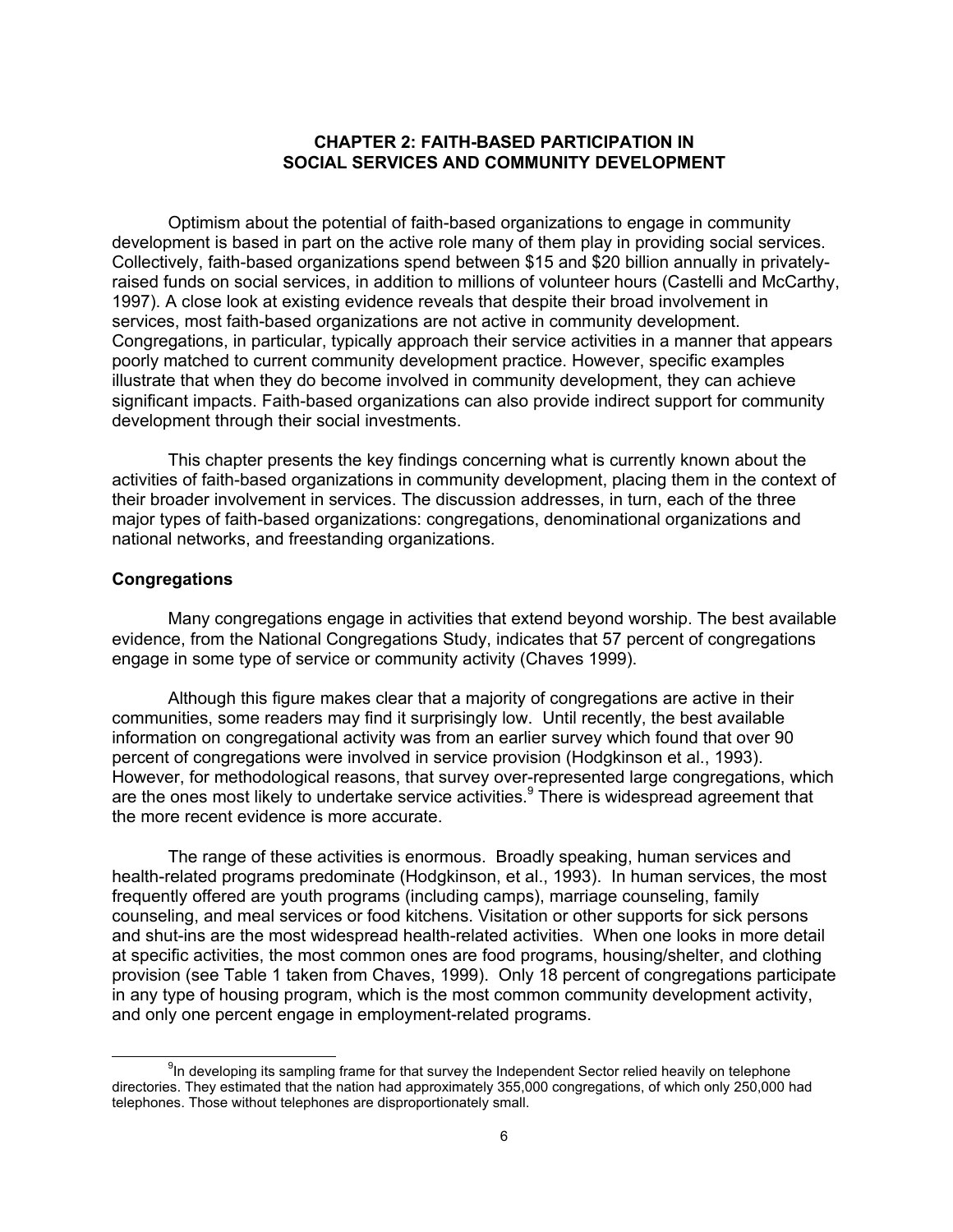## CHAPTER 2: FAITH-BASED PARTICIPATION IN SOCIAL SERVICES AND COMMUNITY DEVELOPMENT

Optimism about the potential of faith-based organizations to engage in community development is based in part on the active role many of them play in providing social services. Collectively, faith-based organizations spend between $15 and $20 billion annually in privately-raised funds on social services, in addition to millions of volunteer hours (Castelli and McCarthy, 1997). A close look at existing evidence reveals that despite their broad involvement in services, most faith-based organizations are not active in community development. Congregations, in particular, typically approach their service activities in a manner that appears poorly matched to current community development practice. However, specific examples illustrate that when they do become involved in community development, they can achieve significant impacts. Faith-based organizations can also provide indirect support for community development through their social investments.

This chapter presents the key findings concerning what is currently known about the activities of faith-based organizations in community development, placing them in the context of their broader involvement in services. The discussion addresses, in turn, each of the three major types of faith-based organizations: congregations, denominational organizations and national networks, and freestanding organizations.

### Congregations

Many congregations engage in activities that extend beyond worship. The best available evidence, from the National Congregations Study, indicates that 57 percent of congregations engage in some type of service or community activity (Chaves 1999).

Although this figure makes clear that a majority of congregations are active in their communities, some readers may find it surprisingly low. Until recently, the best available information on congregational activity was from an earlier survey which found that over 90 percent of congregations were involved in service provision (Hodgkinson et al., 1993). However, for methodological reasons, that survey over-represented large congregations, which are the ones most likely to undertake service activities.[9] There is widespread agreement that the more recent evidence is more accurate.

The range of these activities is enormous. Broadly speaking, human services and health-related programs predominate (Hodgkinson, et al., 1993). In human services, the most frequently offered are youth programs (including camps), marriage counseling, family counseling, and meal services or food kitchens. Visitation or other supports for sick persons and shut-ins are the most widespread health-related activities. When one looks in more detail at specific activities, the most common ones are food programs, housing/shelter, and clothing provision (see Table 1 taken from Chaves, 1999). Only 18 percent of congregations participate in any type of housing program, which is the most common community development activity, and only one percent engage in employment-related programs.

---

[9] In developing its sampling frame for that survey the Independent Sector relied heavily on telephone directories. They estimated that the nation had approximately 355,000 congregations, of which only 250,000 had telephones. Those without telephones are disproportionately small.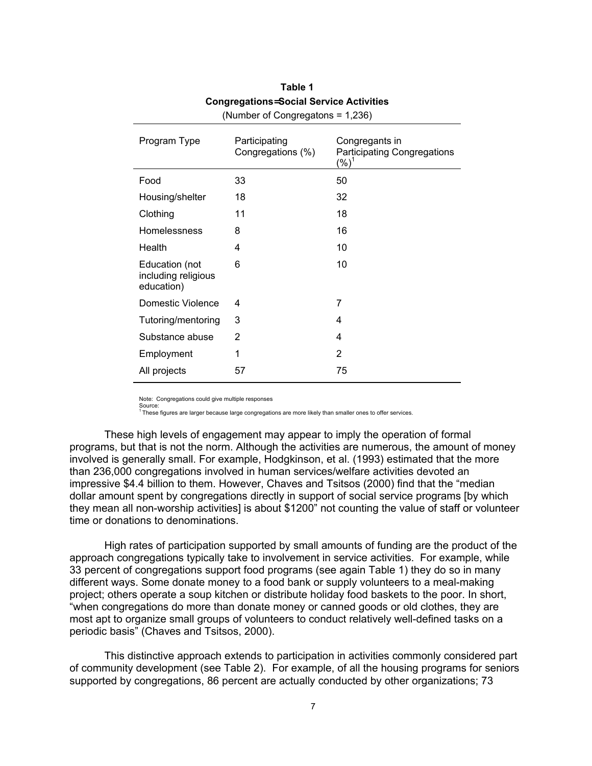**Table 1**
**Congregations=Social Service Activities**
(Number of Congregatons = 1,236)

| Program Type | Participating Congregations (%) | Congregants in Participating Congregations (%)[1] |
|---|---|---|
| Food | 33 | 50 |
| Housing/shelter | 18 | 32 |
| Clothing | 11 | 18 |
| Homelessness | 8 | 16 |
| Health | 4 | 10 |
| Education (not including religious education) | 6 | 10 |
| Domestic Violence | 4 | 7 |
| Tutoring/mentoring | 3 | 4 |
| Substance abuse | 2 | 4 |
| Employment | 1 | 2 |
| All projects | 57 | 75 |

Note: Congregations could give multiple responses
Source:
[1] These figures are larger because large congregations are more likely than smaller ones to offer services.

These high levels of engagement may appear to imply the operation of formal programs, but that is not the norm. Although the activities are numerous, the amount of money involved is generally small. For example, Hodgkinson, et al. (1993) estimated that the more than 236,000 congregations involved in human services/welfare activities devoted an impressive $4.4 billion to them. However, Chaves and Tsitsos (2000) find that the "median dollar amount spent by congregations directly in support of social service programs [by which they mean all non-worship activities] is about $1200" not counting the value of staff or volunteer time or donations to denominations.

High rates of participation supported by small amounts of funding are the product of the approach congregations typically take to involvement in service activities. For example, while 33 percent of congregations support food programs (see again Table 1) they do so in many different ways. Some donate money to a food bank or supply volunteers to a meal-making project; others operate a soup kitchen or distribute holiday food baskets to the poor. In short, "when congregations do more than donate money or canned goods or old clothes, they are most apt to organize small groups of volunteers to conduct relatively well-defined tasks on a periodic basis" (Chaves and Tsitsos, 2000).

This distinctive approach extends to participation in activities commonly considered part of community development (see Table 2). For example, of all the housing programs for seniors supported by congregations, 86 percent are actually conducted by other organizations; 73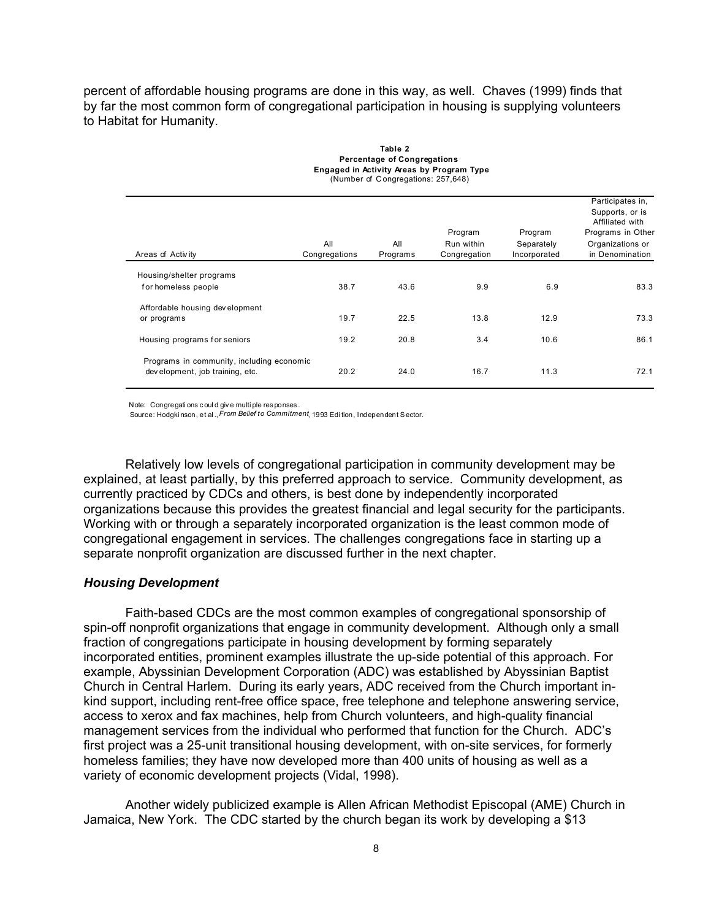percent of affordable housing programs are done in this way, as well. Chaves (1999) finds that by far the most common form of congregational participation in housing is supplying volunteers to Habitat for Humanity.

**Table 2**
**Percentage of Congregations**
**Engaged in Activity Areas by Program Type**
(Number of Congregations: 257,648)

| Areas of Activity | All Congregations | All Programs | Program Run within Congregation | Program Separately Incorporated | Participates in, Supports, or is Affiliated with Programs in Other Organizations or in Denomination |
|---|---|---|---|---|---|
| Housing/shelter programs for homeless people | 38.7 | 43.6 | 9.9 | 6.9 | 83.3 |
| Affordable housing development or programs | 19.7 | 22.5 | 13.8 | 12.9 | 73.3 |
| Housing programs for seniors | 19.2 | 20.8 | 3.4 | 10.6 | 86.1 |
| Programs in community, including economic development, job training, etc. | 20.2 | 24.0 | 16.7 | 11.3 | 72.1 |

Note: Congregations could give multiple responses.
Source: Hodgkinson, et al., *From Belief to Commitment*, 1993 Edition, Independent Sector.

Relatively low levels of congregational participation in community development may be explained, at least partially, by this preferred approach to service. Community development, as currently practiced by CDCs and others, is best done by independently incorporated organizations because this provides the greatest financial and legal security for the participants. Working with or through a separately incorporated organization is the least common mode of congregational engagement in services. The challenges congregations face in starting up a separate nonprofit organization are discussed further in the next chapter.

### *Housing Development*

Faith-based CDCs are the most common examples of congregational sponsorship of spin-off nonprofit organizations that engage in community development. Although only a small fraction of congregations participate in housing development by forming separately incorporated entities, prominent examples illustrate the up-side potential of this approach. For example, Abyssinian Development Corporation (ADC) was established by Abyssinian Baptist Church in Central Harlem. During its early years, ADC received from the Church important in-kind support, including rent-free office space, free telephone and telephone answering service, access to xerox and fax machines, help from Church volunteers, and high-quality financial management services from the individual who performed that function for the Church. ADC's first project was a 25-unit transitional housing development, with on-site services, for formerly homeless families; they have now developed more than 400 units of housing as well as a variety of economic development projects (Vidal, 1998).

Another widely publicized example is Allen African Methodist Episcopal (AME) Church in Jamaica, New York. The CDC started by the church began its work by developing a $13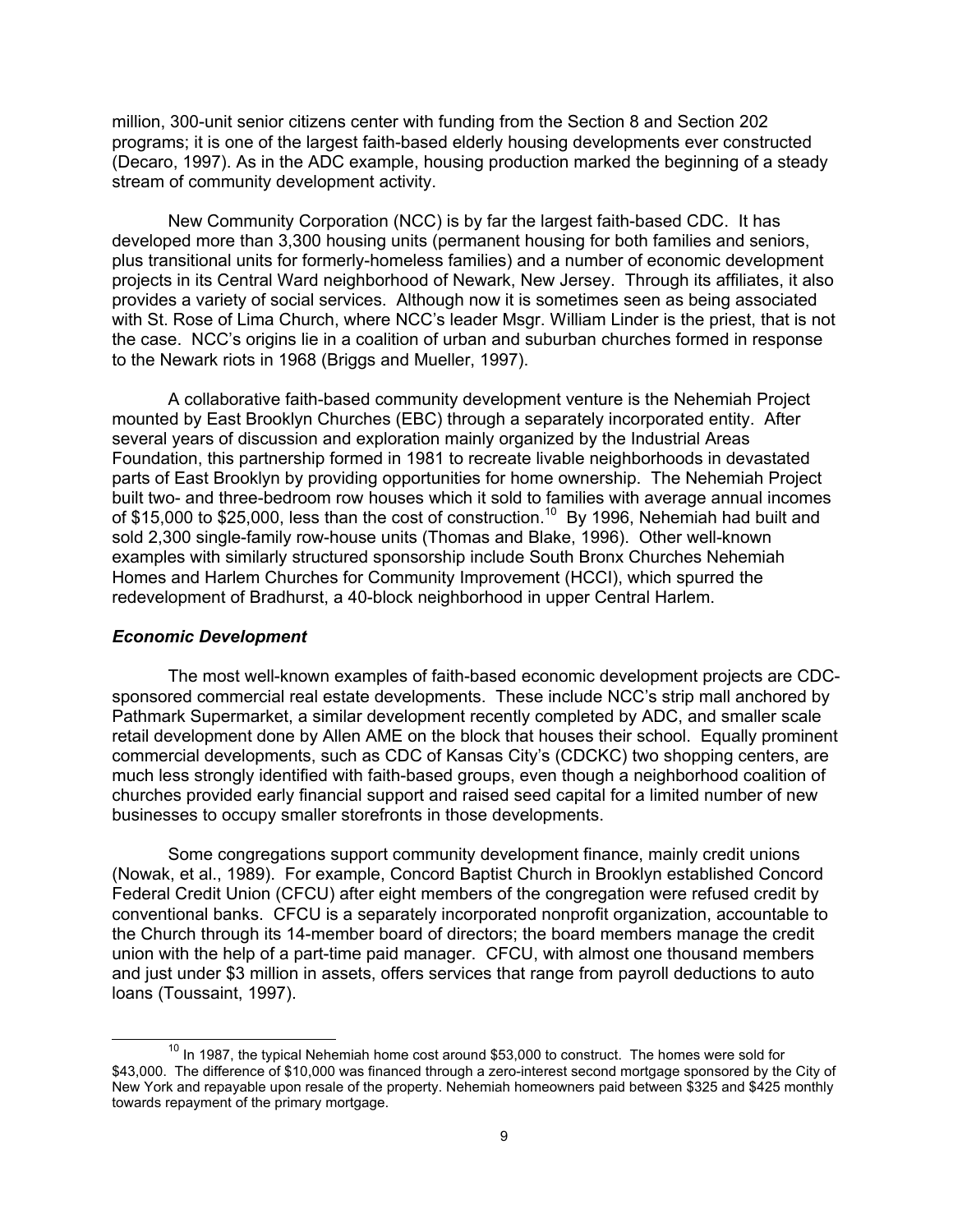million, 300-unit senior citizens center with funding from the Section 8 and Section 202 programs; it is one of the largest faith-based elderly housing developments ever constructed (Decaro, 1997). As in the ADC example, housing production marked the beginning of a steady stream of community development activity.

New Community Corporation (NCC) is by far the largest faith-based CDC. It has developed more than 3,300 housing units (permanent housing for both families and seniors, plus transitional units for formerly-homeless families) and a number of economic development projects in its Central Ward neighborhood of Newark, New Jersey. Through its affiliates, it also provides a variety of social services. Although now it is sometimes seen as being associated with St. Rose of Lima Church, where NCC's leader Msgr. William Linder is the priest, that is not the case. NCC's origins lie in a coalition of urban and suburban churches formed in response to the Newark riots in 1968 (Briggs and Mueller, 1997).

A collaborative faith-based community development venture is the Nehemiah Project mounted by East Brooklyn Churches (EBC) through a separately incorporated entity. After several years of discussion and exploration mainly organized by the Industrial Areas Foundation, this partnership formed in 1981 to recreate livable neighborhoods in devastated parts of East Brooklyn by providing opportunities for home ownership. The Nehemiah Project built two- and three-bedroom row houses which it sold to families with average annual incomes of $15,000 to $25,000, less than the cost of construction.[10] By 1996, Nehemiah had built and sold 2,300 single-family row-house units (Thomas and Blake, 1996). Other well-known examples with similarly structured sponsorship include South Bronx Churches Nehemiah Homes and Harlem Churches for Community Improvement (HCCI), which spurred the redevelopment of Bradhurst, a 40-block neighborhood in upper Central Harlem.

### *Economic Development*

The most well-known examples of faith-based economic development projects are CDC-sponsored commercial real estate developments. These include NCC's strip mall anchored by Pathmark Supermarket, a similar development recently completed by ADC, and smaller scale retail development done by Allen AME on the block that houses their school. Equally prominent commercial developments, such as CDC of Kansas City's (CDCKC) two shopping centers, are much less strongly identified with faith-based groups, even though a neighborhood coalition of churches provided early financial support and raised seed capital for a limited number of new businesses to occupy smaller storefronts in those developments.

Some congregations support community development finance, mainly credit unions (Nowak, et al., 1989). For example, Concord Baptist Church in Brooklyn established Concord Federal Credit Union (CFCU) after eight members of the congregation were refused credit by conventional banks. CFCU is a separately incorporated nonprofit organization, accountable to the Church through its 14-member board of directors; the board members manage the credit union with the help of a part-time paid manager. CFCU, with almost one thousand members and just under $3 million in assets, offers services that range from payroll deductions to auto loans (Toussaint, 1997).

---

[10] In 1987, the typical Nehemiah home cost around $53,000 to construct. The homes were sold for $43,000. The difference of $10,000 was financed through a zero-interest second mortgage sponsored by the City of New York and repayable upon resale of the property. Nehemiah homeowners paid between $325 and $425 monthly towards repayment of the primary mortgage.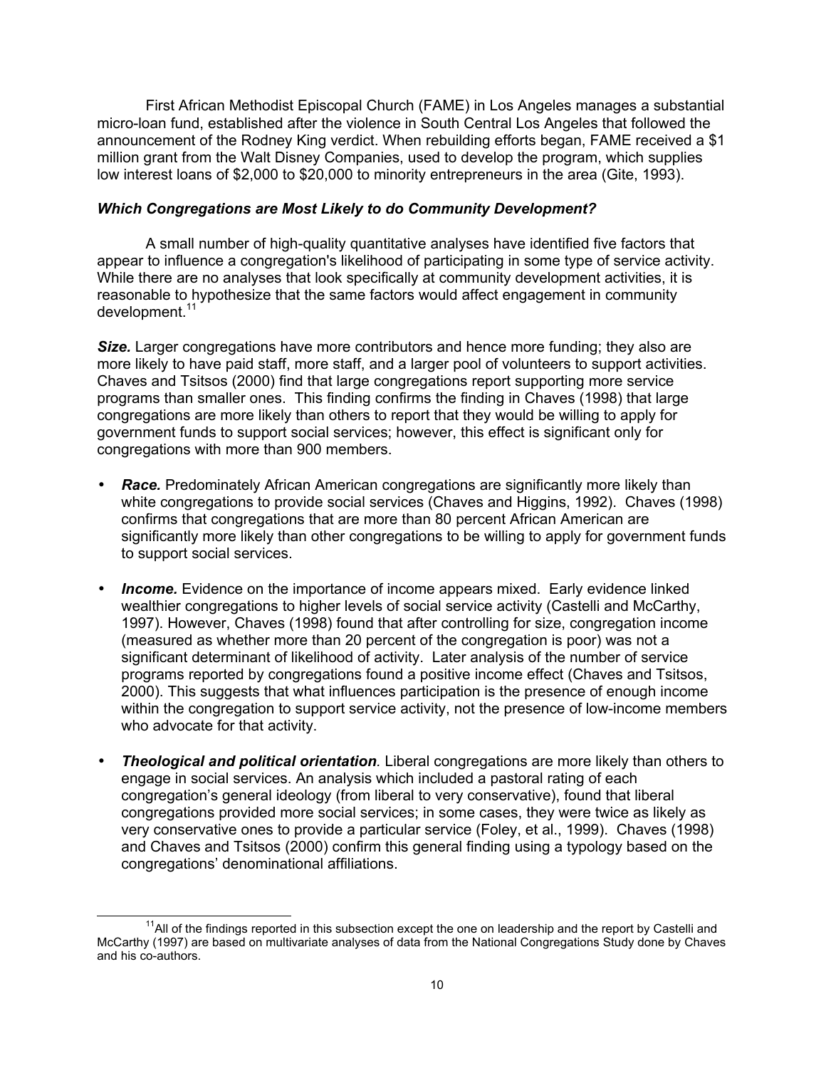First African Methodist Episcopal Church (FAME) in Los Angeles manages a substantial micro-loan fund, established after the violence in South Central Los Angeles that followed the announcement of the Rodney King verdict. When rebuilding efforts began, FAME received a $1 million grant from the Walt Disney Companies, used to develop the program, which supplies low interest loans of $2,000 to $20,000 to minority entrepreneurs in the area (Gite, 1993).

### *Which Congregations are Most Likely to do Community Development?*

A small number of high-quality quantitative analyses have identified five factors that appear to influence a congregation's likelihood of participating in some type of service activity. While there are no analyses that look specifically at community development activities, it is reasonable to hypothesize that the same factors would affect engagement in community development.[11]

***Size.*** Larger congregations have more contributors and hence more funding; they also are more likely to have paid staff, more staff, and a larger pool of volunteers to support activities. Chaves and Tsitsos (2000) find that large congregations report supporting more service programs than smaller ones. This finding confirms the finding in Chaves (1998) that large congregations are more likely than others to report that they would be willing to apply for government funds to support social services; however, this effect is significant only for congregations with more than 900 members.

- ***Race.*** Predominately African American congregations are significantly more likely than white congregations to provide social services (Chaves and Higgins, 1992). Chaves (1998) confirms that congregations that are more than 80 percent African American are significantly more likely than other congregations to be willing to apply for government funds to support social services.
- ***Income.*** Evidence on the importance of income appears mixed. Early evidence linked wealthier congregations to higher levels of social service activity (Castelli and McCarthy, 1997). However, Chaves (1998) found that after controlling for size, congregation income (measured as whether more than 20 percent of the congregation is poor) was not a significant determinant of likelihood of activity. Later analysis of the number of service programs reported by congregations found a positive income effect (Chaves and Tsitsos, 2000). This suggests that what influences participation is the presence of enough income within the congregation to support service activity, not the presence of low-income members who advocate for that activity.
- ***Theological and political orientation*.** Liberal congregations are more likely than others to engage in social services. An analysis which included a pastoral rating of each congregation's general ideology (from liberal to very conservative), found that liberal congregations provided more social services; in some cases, they were twice as likely as very conservative ones to provide a particular service (Foley, et al., 1999). Chaves (1998) and Chaves and Tsitsos (2000) confirm this general finding using a typology based on the congregations' denominational affiliations.

[11] All of the findings reported in this subsection except the one on leadership and the report by Castelli and McCarthy (1997) are based on multivariate analyses of data from the National Congregations Study done by Chaves and his co-authors.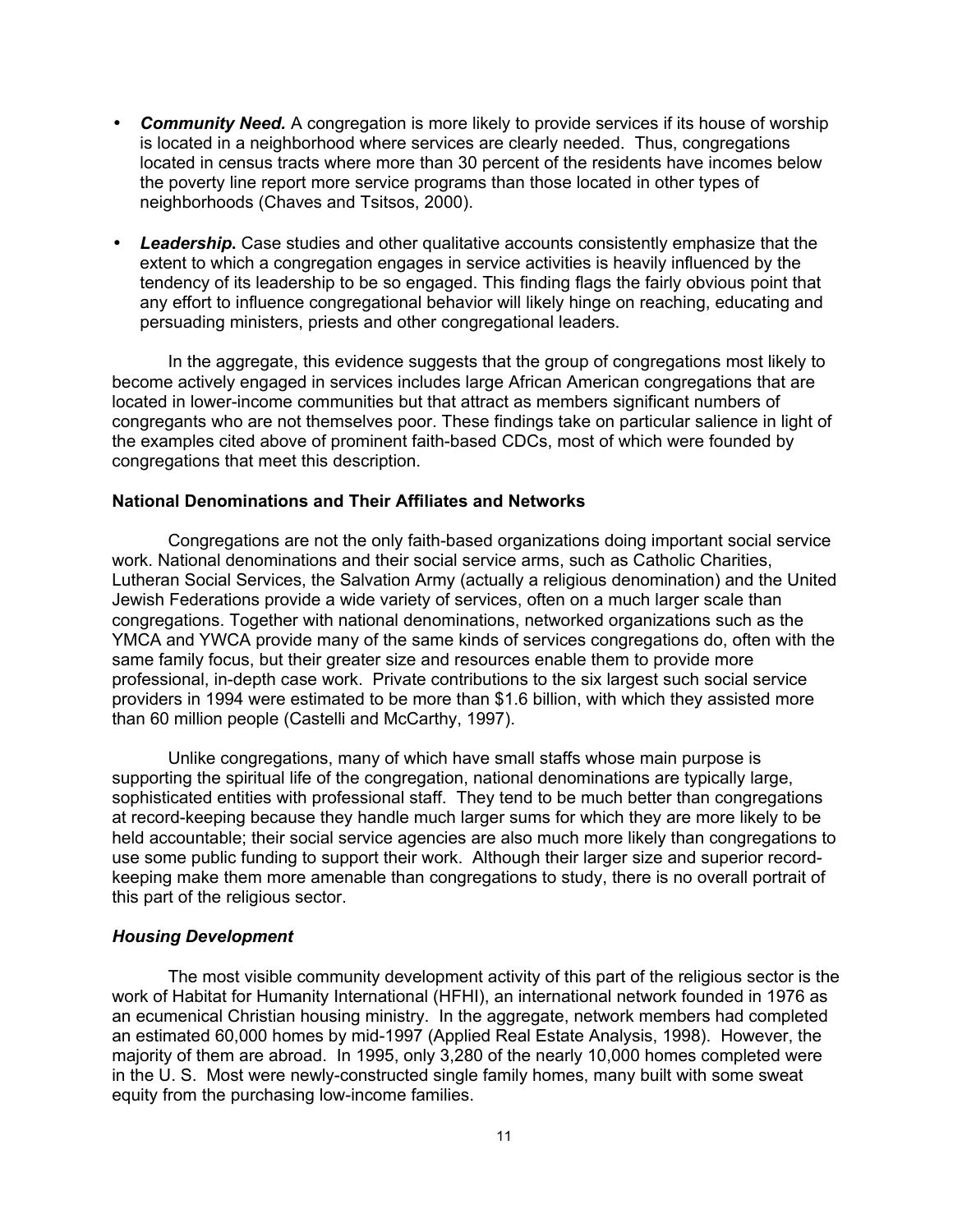- ***Community Need.*** A congregation is more likely to provide services if its house of worship is located in a neighborhood where services are clearly needed. Thus, congregations located in census tracts where more than 30 percent of the residents have incomes below the poverty line report more service programs than those located in other types of neighborhoods (Chaves and Tsitsos, 2000).

- ***Leadership.*** Case studies and other qualitative accounts consistently emphasize that the extent to which a congregation engages in service activities is heavily influenced by the tendency of its leadership to be so engaged. This finding flags the fairly obvious point that any effort to influence congregational behavior will likely hinge on reaching, educating and persuading ministers, priests and other congregational leaders.

In the aggregate, this evidence suggests that the group of congregations most likely to become actively engaged in services includes large African American congregations that are located in lower-income communities but that attract as members significant numbers of congregants who are not themselves poor. These findings take on particular salience in light of the examples cited above of prominent faith-based CDCs, most of which were founded by congregations that meet this description.

**National Denominations and Their Affiliates and Networks**

Congregations are not the only faith-based organizations doing important social service work. National denominations and their social service arms, such as Catholic Charities, Lutheran Social Services, the Salvation Army (actually a religious denomination) and the United Jewish Federations provide a wide variety of services, often on a much larger scale than congregations. Together with national denominations, networked organizations such as the YMCA and YWCA provide many of the same kinds of services congregations do, often with the same family focus, but their greater size and resources enable them to provide more professional, in-depth case work. Private contributions to the six largest such social service providers in 1994 were estimated to be more than $1.6 billion, with which they assisted more than 60 million people (Castelli and McCarthy, 1997).

Unlike congregations, many of which have small staffs whose main purpose is supporting the spiritual life of the congregation, national denominations are typically large, sophisticated entities with professional staff. They tend to be much better than congregations at record-keeping because they handle much larger sums for which they are more likely to be held accountable; their social service agencies are also much more likely than congregations to use some public funding to support their work. Although their larger size and superior record-keeping make them more amenable than congregations to study, there is no overall portrait of this part of the religious sector.

***Housing Development***

The most visible community development activity of this part of the religious sector is the work of Habitat for Humanity International (HFHI), an international network founded in 1976 as an ecumenical Christian housing ministry. In the aggregate, network members had completed an estimated 60,000 homes by mid-1997 (Applied Real Estate Analysis, 1998). However, the majority of them are abroad. In 1995, only 3,280 of the nearly 10,000 homes completed were in the U. S. Most were newly-constructed single family homes, many built with some sweat equity from the purchasing low-income families.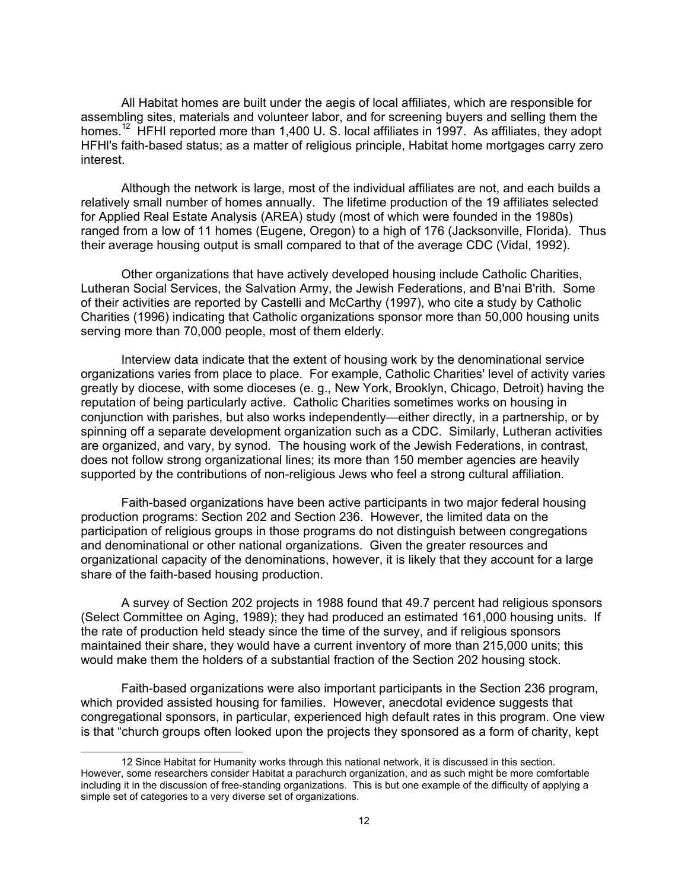All Habitat homes are built under the aegis of local affiliates, which are responsible for assembling sites, materials and volunteer labor, and for screening buyers and selling them the homes.[12] HFHI reported more than 1,400 U. S. local affiliates in 1997. As affiliates, they adopt HFHI's faith-based status; as a matter of religious principle, Habitat home mortgages carry zero interest.

Although the network is large, most of the individual affiliates are not, and each builds a relatively small number of homes annually. The lifetime production of the 19 affiliates selected for Applied Real Estate Analysis (AREA) study (most of which were founded in the 1980s) ranged from a low of 11 homes (Eugene, Oregon) to a high of 176 (Jacksonville, Florida). Thus their average housing output is small compared to that of the average CDC (Vidal, 1992).

Other organizations that have actively developed housing include Catholic Charities, Lutheran Social Services, the Salvation Army, the Jewish Federations, and B'nai B'rith. Some of their activities are reported by Castelli and McCarthy (1997), who cite a study by Catholic Charities (1996) indicating that Catholic organizations sponsor more than 50,000 housing units serving more than 70,000 people, most of them elderly.

Interview data indicate that the extent of housing work by the denominational service organizations varies from place to place. For example, Catholic Charities' level of activity varies greatly by diocese, with some dioceses (e. g., New York, Brooklyn, Chicago, Detroit) having the reputation of being particularly active. Catholic Charities sometimes works on housing in conjunction with parishes, but also works independently—either directly, in a partnership, or by spinning off a separate development organization such as a CDC. Similarly, Lutheran activities are organized, and vary, by synod. The housing work of the Jewish Federations, in contrast, does not follow strong organizational lines; its more than 150 member agencies are heavily supported by the contributions of non-religious Jews who feel a strong cultural affiliation.

Faith-based organizations have been active participants in two major federal housing production programs: Section 202 and Section 236. However, the limited data on the participation of religious groups in those programs do not distinguish between congregations and denominational or other national organizations. Given the greater resources and organizational capacity of the denominations, however, it is likely that they account for a large share of the faith-based housing production.

A survey of Section 202 projects in 1988 found that 49.7 percent had religious sponsors (Select Committee on Aging, 1989); they had produced an estimated 161,000 housing units. If the rate of production held steady since the time of the survey, and if religious sponsors maintained their share, they would have a current inventory of more than 215,000 units; this would make them the holders of a substantial fraction of the Section 202 housing stock.

Faith-based organizations were also important participants in the Section 236 program, which provided assisted housing for families. However, anecdotal evidence suggests that congregational sponsors, in particular, experienced high default rates in this program. One view is that "church groups often looked upon the projects they sponsored as a form of charity, kept

---

12 Since Habitat for Humanity works through this national network, it is discussed in this section. However, some researchers consider Habitat a parachurch organization, and as such might be more comfortable including it in the discussion of free-standing organizations. This is but one example of the difficulty of applying a simple set of categories to a very diverse set of organizations.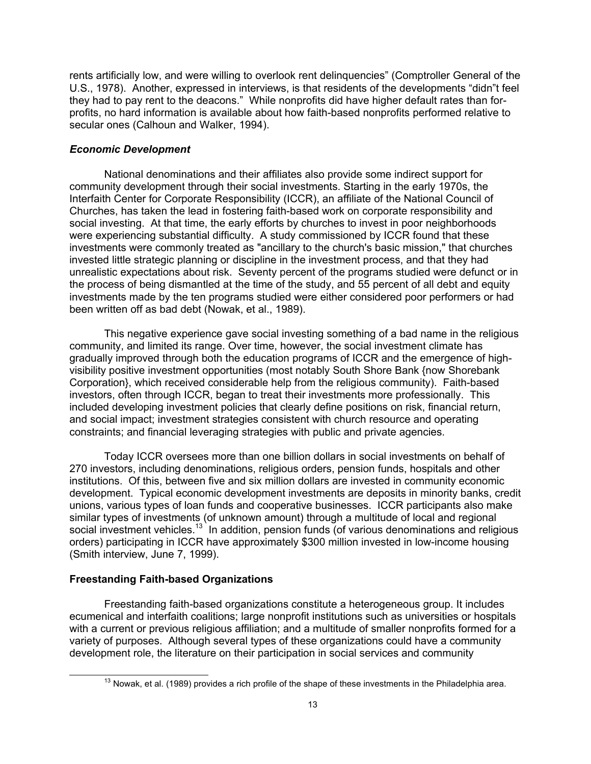rents artificially low, and were willing to overlook rent delinquencies" (Comptroller General of the U.S., 1978). Another, expressed in interviews, is that residents of the developments "didn"t feel they had to pay rent to the deacons." While nonprofits did have higher default rates than for-profits, no hard information is available about how faith-based nonprofits performed relative to secular ones (Calhoun and Walker, 1994).

### *Economic Development*

National denominations and their affiliates also provide some indirect support for community development through their social investments. Starting in the early 1970s, the Interfaith Center for Corporate Responsibility (ICCR), an affiliate of the National Council of Churches, has taken the lead in fostering faith-based work on corporate responsibility and social investing. At that time, the early efforts by churches to invest in poor neighborhoods were experiencing substantial difficulty. A study commissioned by ICCR found that these investments were commonly treated as "ancillary to the church's basic mission," that churches invested little strategic planning or discipline in the investment process, and that they had unrealistic expectations about risk. Seventy percent of the programs studied were defunct or in the process of being dismantled at the time of the study, and 55 percent of all debt and equity investments made by the ten programs studied were either considered poor performers or had been written off as bad debt (Nowak, et al., 1989).

This negative experience gave social investing something of a bad name in the religious community, and limited its range. Over time, however, the social investment climate has gradually improved through both the education programs of ICCR and the emergence of high-visibility positive investment opportunities (most notably South Shore Bank {now Shorebank Corporation}, which received considerable help from the religious community). Faith-based investors, often through ICCR, began to treat their investments more professionally. This included developing investment policies that clearly define positions on risk, financial return, and social impact; investment strategies consistent with church resource and operating constraints; and financial leveraging strategies with public and private agencies.

Today ICCR oversees more than one billion dollars in social investments on behalf of 270 investors, including denominations, religious orders, pension funds, hospitals and other institutions. Of this, between five and six million dollars are invested in community economic development. Typical economic development investments are deposits in minority banks, credit unions, various types of loan funds and cooperative businesses. ICCR participants also make similar types of investments (of unknown amount) through a multitude of local and regional social investment vehicles.[13] In addition, pension funds (of various denominations and religious orders) participating in ICCR have approximately $300 million invested in low-income housing (Smith interview, June 7, 1999).

## **Freestanding Faith-based Organizations**

Freestanding faith-based organizations constitute a heterogeneous group. It includes ecumenical and interfaith coalitions; large nonprofit institutions such as universities or hospitals with a current or previous religious affiliation; and a multitude of smaller nonprofits formed for a variety of purposes. Although several types of these organizations could have a community development role, the literature on their participation in social services and community

[13] Nowak, et al. (1989) provides a rich profile of the shape of these investments in the Philadelphia area.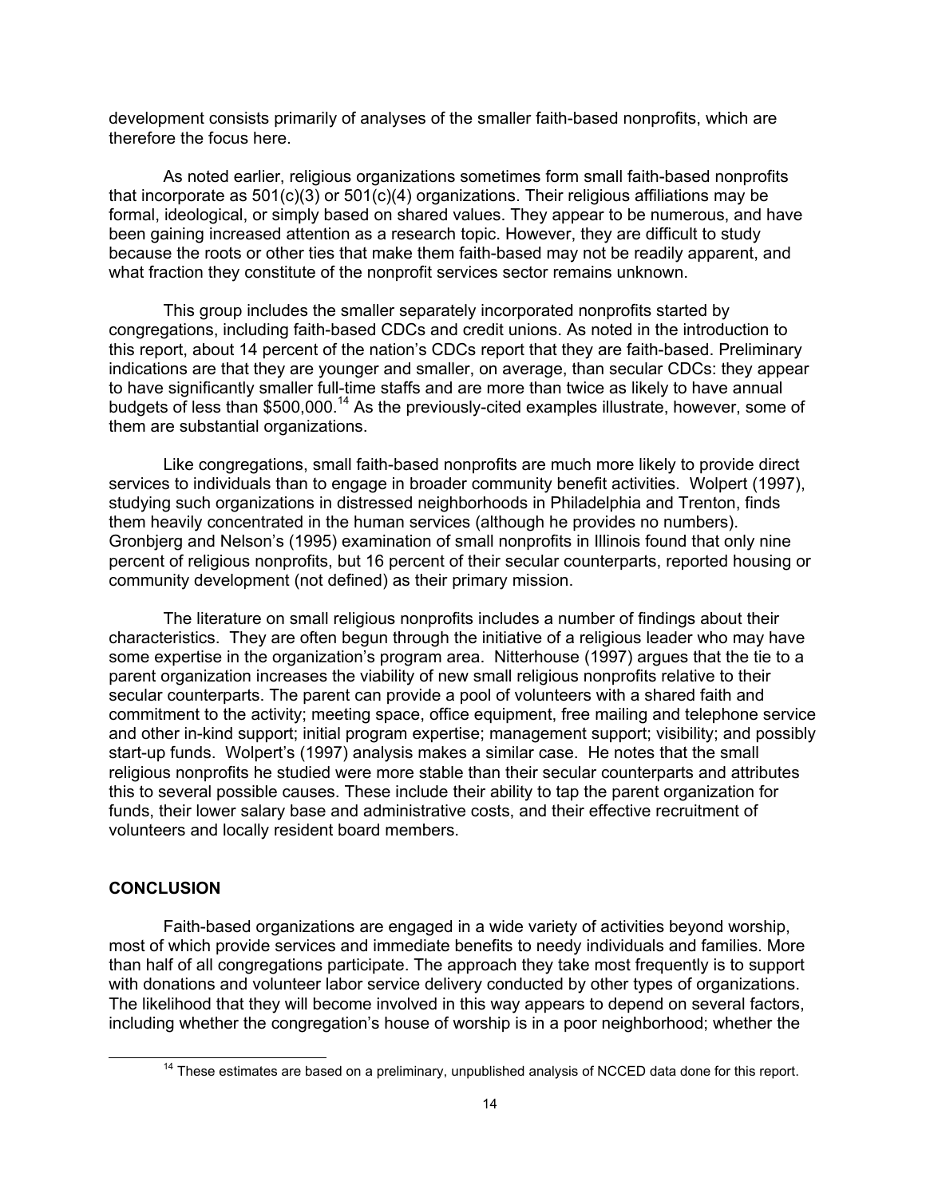development consists primarily of analyses of the smaller faith-based nonprofits, which are therefore the focus here.

As noted earlier, religious organizations sometimes form small faith-based nonprofits that incorporate as 501(c)(3) or 501(c)(4) organizations. Their religious affiliations may be formal, ideological, or simply based on shared values. They appear to be numerous, and have been gaining increased attention as a research topic. However, they are difficult to study because the roots or other ties that make them faith-based may not be readily apparent, and what fraction they constitute of the nonprofit services sector remains unknown.

This group includes the smaller separately incorporated nonprofits started by congregations, including faith-based CDCs and credit unions. As noted in the introduction to this report, about 14 percent of the nation's CDCs report that they are faith-based. Preliminary indications are that they are younger and smaller, on average, than secular CDCs: they appear to have significantly smaller full-time staffs and are more than twice as likely to have annual budgets of less than \$500,000.[14] As the previously-cited examples illustrate, however, some of them are substantial organizations.

Like congregations, small faith-based nonprofits are much more likely to provide direct services to individuals than to engage in broader community benefit activities. Wolpert (1997), studying such organizations in distressed neighborhoods in Philadelphia and Trenton, finds them heavily concentrated in the human services (although he provides no numbers). Gronbjerg and Nelson's (1995) examination of small nonprofits in Illinois found that only nine percent of religious nonprofits, but 16 percent of their secular counterparts, reported housing or community development (not defined) as their primary mission.

The literature on small religious nonprofits includes a number of findings about their characteristics. They are often begun through the initiative of a religious leader who may have some expertise in the organization's program area. Nitterhouse (1997) argues that the tie to a parent organization increases the viability of new small religious nonprofits relative to their secular counterparts. The parent can provide a pool of volunteers with a shared faith and commitment to the activity; meeting space, office equipment, free mailing and telephone service and other in-kind support; initial program expertise; management support; visibility; and possibly start-up funds. Wolpert's (1997) analysis makes a similar case. He notes that the small religious nonprofits he studied were more stable than their secular counterparts and attributes this to several possible causes. These include their ability to tap the parent organization for funds, their lower salary base and administrative costs, and their effective recruitment of volunteers and locally resident board members.

## CONCLUSION

Faith-based organizations are engaged in a wide variety of activities beyond worship, most of which provide services and immediate benefits to needy individuals and families. More than half of all congregations participate. The approach they take most frequently is to support with donations and volunteer labor service delivery conducted by other types of organizations. The likelihood that they will become involved in this way appears to depend on several factors, including whether the congregation's house of worship is in a poor neighborhood; whether the

[14] These estimates are based on a preliminary, unpublished analysis of NCCED data done for this report.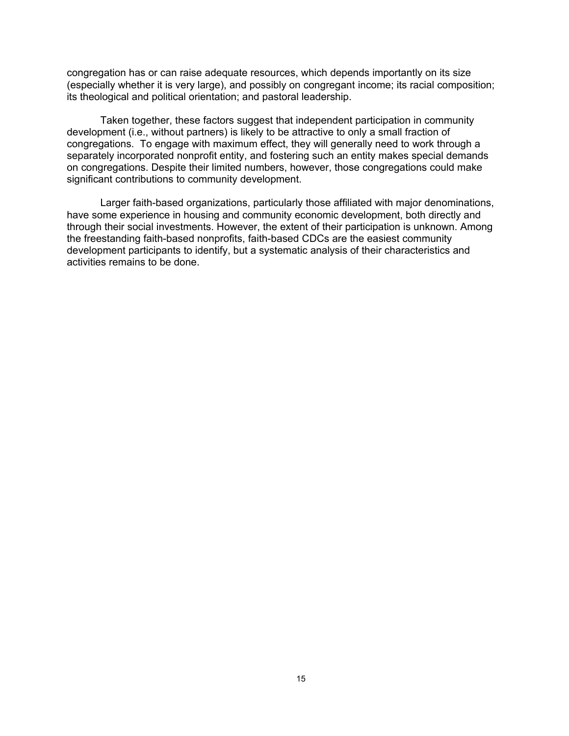congregation has or can raise adequate resources, which depends importantly on its size (especially whether it is very large), and possibly on congregant income; its racial composition; its theological and political orientation; and pastoral leadership.

Taken together, these factors suggest that independent participation in community development (i.e., without partners) is likely to be attractive to only a small fraction of congregations. To engage with maximum effect, they will generally need to work through a separately incorporated nonprofit entity, and fostering such an entity makes special demands on congregations. Despite their limited numbers, however, those congregations could make significant contributions to community development.

Larger faith-based organizations, particularly those affiliated with major denominations, have some experience in housing and community economic development, both directly and through their social investments. However, the extent of their participation is unknown. Among the freestanding faith-based nonprofits, faith-based CDCs are the easiest community development participants to identify, but a systematic analysis of their characteristics and activities remains to be done.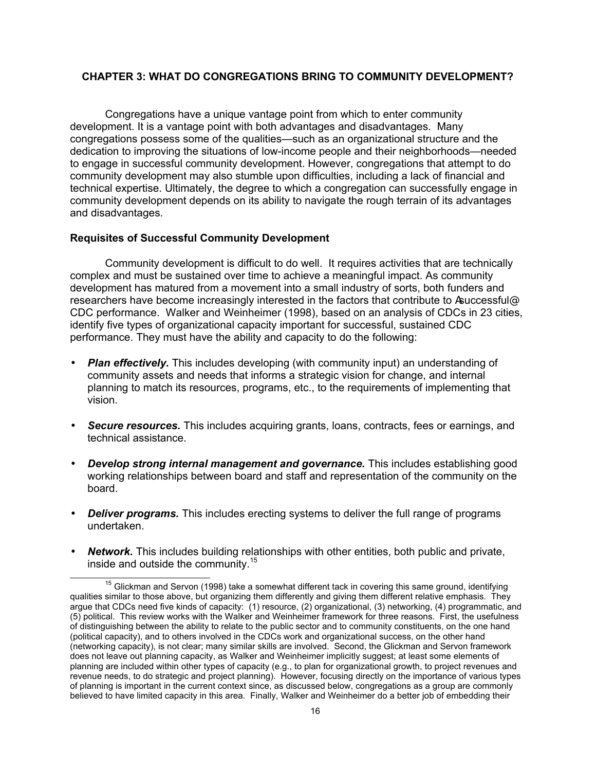## CHAPTER 3: WHAT DO CONGREGATIONS BRING TO COMMUNITY DEVELOPMENT?

Congregations have a unique vantage point from which to enter community development. It is a vantage point with both advantages and disadvantages. Many congregations possess some of the qualities—such as an organizational structure and the dedication to improving the situations of low-income people and their neighborhoods—needed to engage in successful community development. However, congregations that attempt to do community development may also stumble upon difficulties, including a lack of financial and technical expertise. Ultimately, the degree to which a congregation can successfully engage in community development depends on its ability to navigate the rough terrain of its advantages and disadvantages.

### Requisites of Successful Community Development

Community development is difficult to do well. It requires activities that are technically complex and must be sustained over time to achieve a meaningful impact. As community development has matured from a movement into a small industry of sorts, both funders and researchers have become increasingly interested in the factors that contribute to Asuccessful@ CDC performance. Walker and Weinheimer (1998), based on an analysis of CDCs in 23 cities, identify five types of organizational capacity important for successful, sustained CDC performance. They must have the ability and capacity to do the following:

- ***Plan effectively.*** This includes developing (with community input) an understanding of community assets and needs that informs a strategic vision for change, and internal planning to match its resources, programs, etc., to the requirements of implementing that vision.
- ***Secure resources.*** This includes acquiring grants, loans, contracts, fees or earnings, and technical assistance.
- ***Develop strong internal management and governance.*** This includes establishing good working relationships between board and staff and representation of the community on the board.
- ***Deliver programs.*** This includes erecting systems to deliver the full range of programs undertaken.
- ***Network.*** This includes building relationships with other entities, both public and private, inside and outside the community.[15]

[15] Glickman and Servon (1998) take a somewhat different tack in covering this same ground, identifying qualities similar to those above, but organizing them differently and giving them different relative emphasis. They argue that CDCs need five kinds of capacity: (1) resource, (2) organizational, (3) networking, (4) programmatic, and (5) political. This review works with the Walker and Weinheimer framework for three reasons. First, the usefulness of distinguishing between the ability to relate to the public sector and to community constituents, on the one hand (political capacity), and to others involved in the CDCs work and organizational success, on the other hand (networking capacity), is not clear; many similar skills are involved. Second, the Glickman and Servon framework does not leave out planning capacity, as Walker and Weinheimer implicitly suggest; at least some elements of planning are included within other types of capacity (e.g., to plan for organizational growth, to project revenues and revenue needs, to do strategic and project planning). However, focusing directly on the importance of various types of planning is important in the current context since, as discussed below, congregations as a group are commonly believed to have limited capacity in this area. Finally, Walker and Weinheimer do a better job of embedding their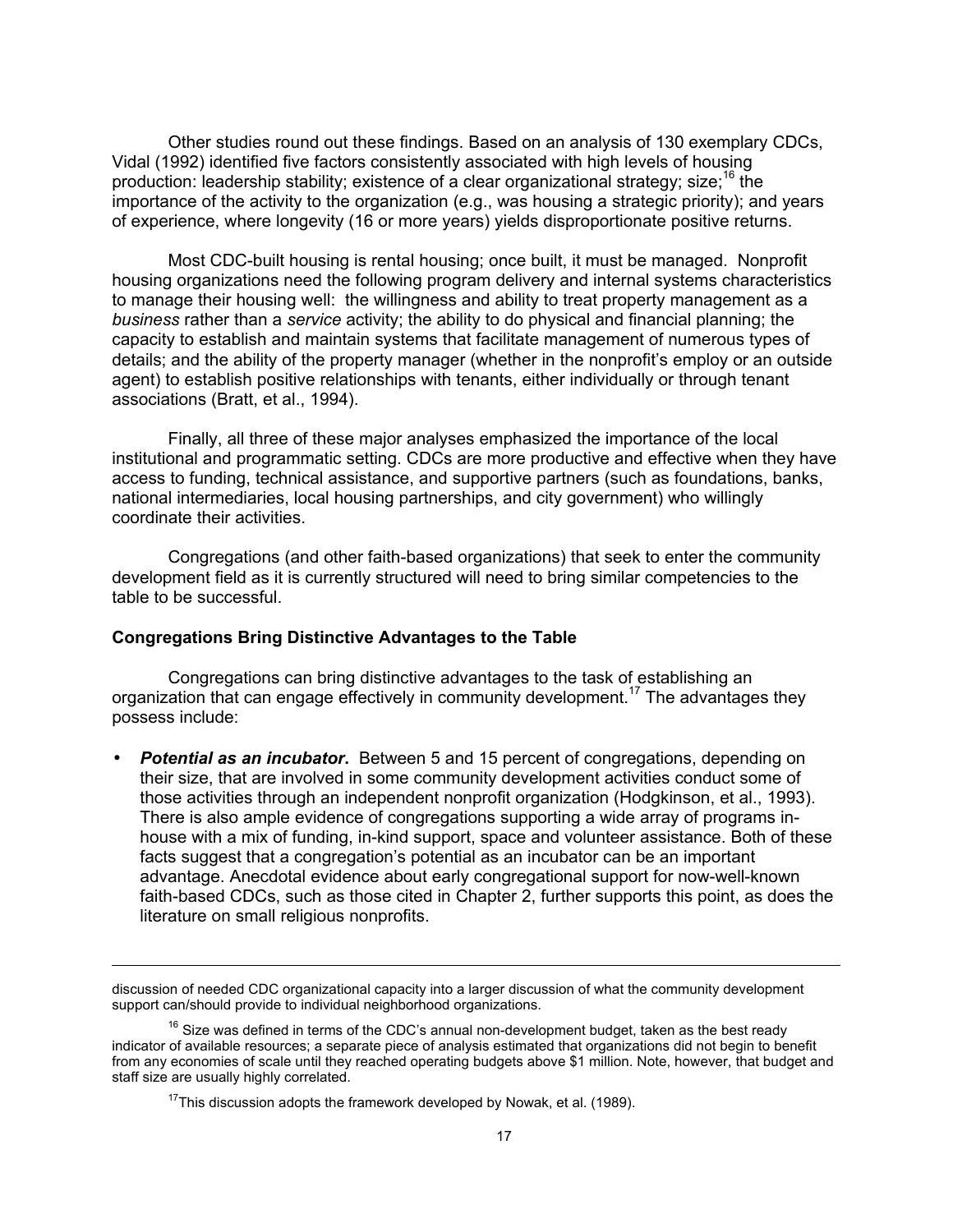Other studies round out these findings. Based on an analysis of 130 exemplary CDCs, Vidal (1992) identified five factors consistently associated with high levels of housing production: leadership stability; existence of a clear organizational strategy; size;[16] the importance of the activity to the organization (e.g., was housing a strategic priority); and years of experience, where longevity (16 or more years) yields disproportionate positive returns.

Most CDC-built housing is rental housing; once built, it must be managed. Nonprofit housing organizations need the following program delivery and internal systems characteristics to manage their housing well: the willingness and ability to treat property management as a *business* rather than a *service* activity; the ability to do physical and financial planning; the capacity to establish and maintain systems that facilitate management of numerous types of details; and the ability of the property manager (whether in the nonprofit's employ or an outside agent) to establish positive relationships with tenants, either individually or through tenant associations (Bratt, et al., 1994).

Finally, all three of these major analyses emphasized the importance of the local institutional and programmatic setting. CDCs are more productive and effective when they have access to funding, technical assistance, and supportive partners (such as foundations, banks, national intermediaries, local housing partnerships, and city government) who willingly coordinate their activities.

Congregations (and other faith-based organizations) that seek to enter the community development field as it is currently structured will need to bring similar competencies to the table to be successful.

**Congregations Bring Distinctive Advantages to the Table**

Congregations can bring distinctive advantages to the task of establishing an organization that can engage effectively in community development.[17] The advantages they possess include:

- ***Potential as an incubator.*** Between 5 and 15 percent of congregations, depending on their size, that are involved in some community development activities conduct some of those activities through an independent nonprofit organization (Hodgkinson, et al., 1993). There is also ample evidence of congregations supporting a wide array of programs in-house with a mix of funding, in-kind support, space and volunteer assistance. Both of these facts suggest that a congregation's potential as an incubator can be an important advantage. Anecdotal evidence about early congregational support for now-well-known faith-based CDCs, such as those cited in Chapter 2, further supports this point, as does the literature on small religious nonprofits.

---

discussion of needed CDC organizational capacity into a larger discussion of what the community development support can/should provide to individual neighborhood organizations.

[16] Size was defined in terms of the CDC's annual non-development budget, taken as the best ready indicator of available resources; a separate piece of analysis estimated that organizations did not begin to benefit from any economies of scale until they reached operating budgets above $1 million. Note, however, that budget and staff size are usually highly correlated.

[17] This discussion adopts the framework developed by Nowak, et al. (1989).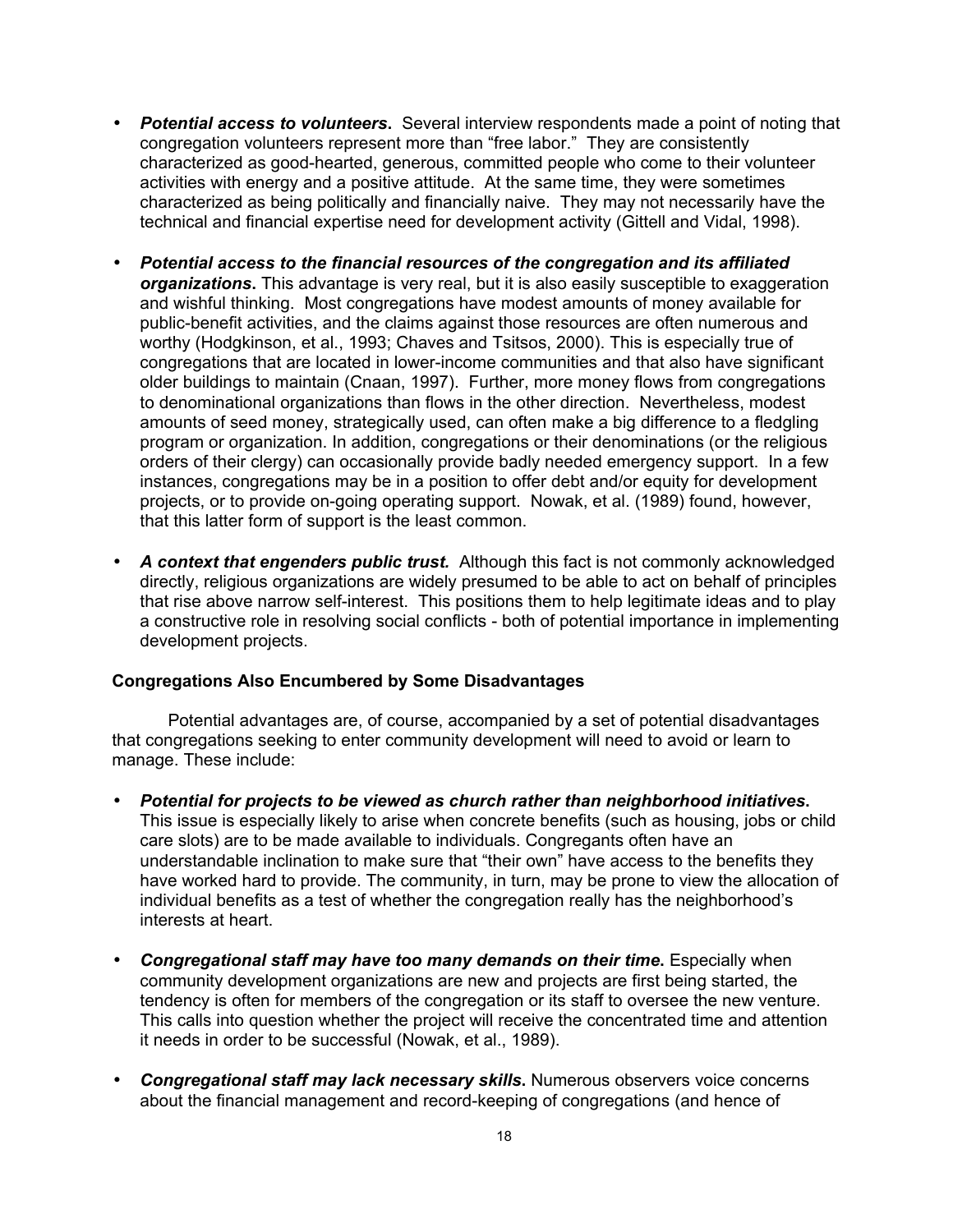- ***Potential access to volunteers.*** Several interview respondents made a point of noting that congregation volunteers represent more than "free labor." They are consistently characterized as good-hearted, generous, committed people who come to their volunteer activities with energy and a positive attitude. At the same time, they were sometimes characterized as being politically and financially naive. They may not necessarily have the technical and financial expertise need for development activity (Gittell and Vidal, 1998).

- ***Potential access to the financial resources of the congregation and its affiliated organizations.*** This advantage is very real, but it is also easily susceptible to exaggeration and wishful thinking. Most congregations have modest amounts of money available for public-benefit activities, and the claims against those resources are often numerous and worthy (Hodgkinson, et al., 1993; Chaves and Tsitsos, 2000). This is especially true of congregations that are located in lower-income communities and that also have significant older buildings to maintain (Cnaan, 1997). Further, more money flows from congregations to denominational organizations than flows in the other direction. Nevertheless, modest amounts of seed money, strategically used, can often make a big difference to a fledgling program or organization. In addition, congregations or their denominations (or the religious orders of their clergy) can occasionally provide badly needed emergency support. In a few instances, congregations may be in a position to offer debt and/or equity for development projects, or to provide on-going operating support. Nowak, et al. (1989) found, however, that this latter form of support is the least common.

- ***A context that engenders public trust.*** Although this fact is not commonly acknowledged directly, religious organizations are widely presumed to be able to act on behalf of principles that rise above narrow self-interest. This positions them to help legitimate ideas and to play a constructive role in resolving social conflicts - both of potential importance in implementing development projects.

**Congregations Also Encumbered by Some Disadvantages**

Potential advantages are, of course, accompanied by a set of potential disadvantages that congregations seeking to enter community development will need to avoid or learn to manage. These include:

- ***Potential for projects to be viewed as church rather than neighborhood initiatives.*** This issue is especially likely to arise when concrete benefits (such as housing, jobs or child care slots) are to be made available to individuals. Congregants often have an understandable inclination to make sure that "their own" have access to the benefits they have worked hard to provide. The community, in turn, may be prone to view the allocation of individual benefits as a test of whether the congregation really has the neighborhood's interests at heart.

- ***Congregational staff may have too many demands on their time.*** Especially when community development organizations are new and projects are first being started, the tendency is often for members of the congregation or its staff to oversee the new venture. This calls into question whether the project will receive the concentrated time and attention it needs in order to be successful (Nowak, et al., 1989).

- ***Congregational staff may lack necessary skills.*** Numerous observers voice concerns about the financial management and record-keeping of congregations (and hence of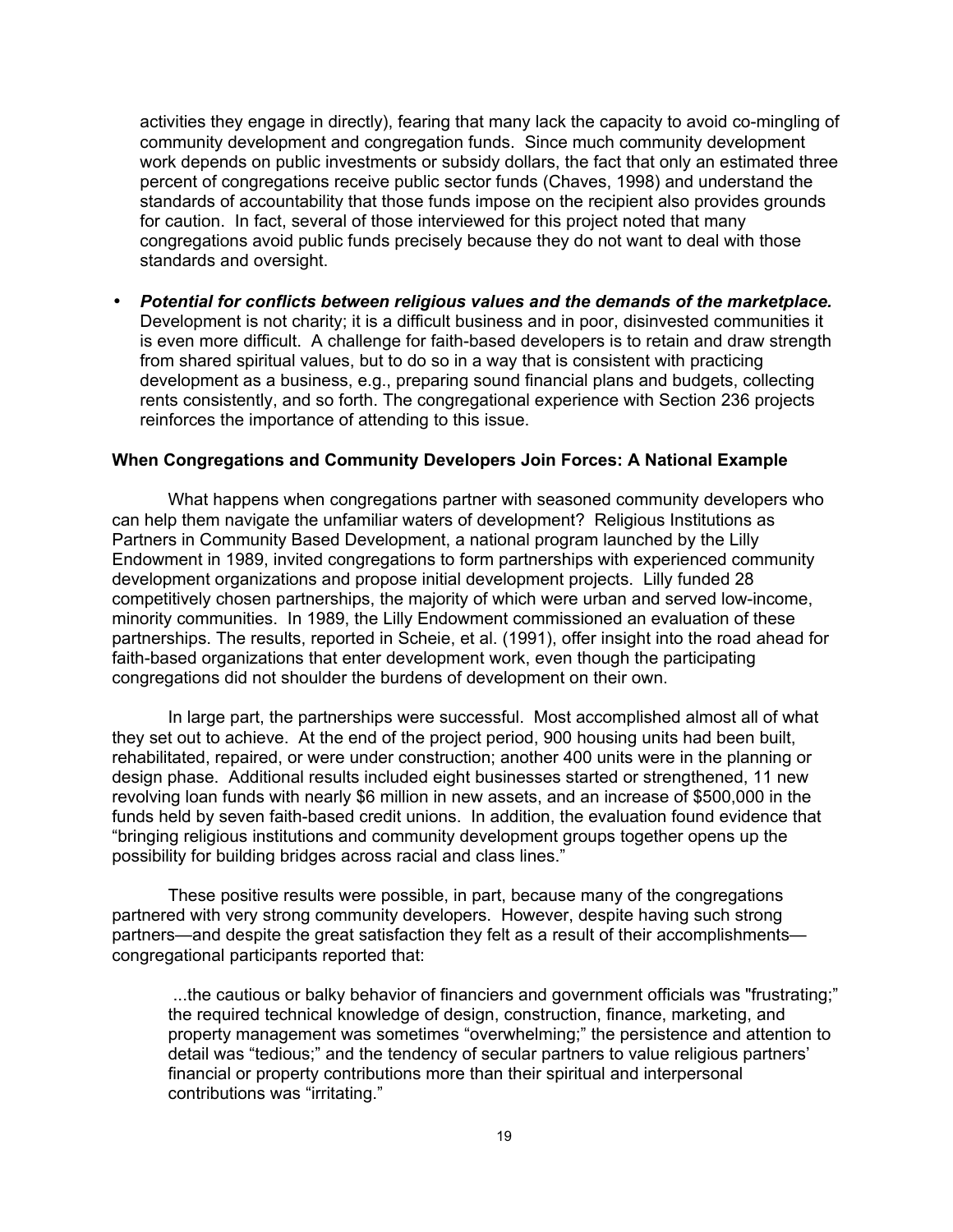activities they engage in directly), fearing that many lack the capacity to avoid co-mingling of community development and congregation funds. Since much community development work depends on public investments or subsidy dollars, the fact that only an estimated three percent of congregations receive public sector funds (Chaves, 1998) and understand the standards of accountability that those funds impose on the recipient also provides grounds for caution. In fact, several of those interviewed for this project noted that many congregations avoid public funds precisely because they do not want to deal with those standards and oversight.

- ***Potential for conflicts between religious values and the demands of the marketplace.*** Development is not charity; it is a difficult business and in poor, disinvested communities it is even more difficult. A challenge for faith-based developers is to retain and draw strength from shared spiritual values, but to do so in a way that is consistent with practicing development as a business, e.g., preparing sound financial plans and budgets, collecting rents consistently, and so forth. The congregational experience with Section 236 projects reinforces the importance of attending to this issue.

**When Congregations and Community Developers Join Forces: A National Example**

What happens when congregations partner with seasoned community developers who can help them navigate the unfamiliar waters of development? Religious Institutions as Partners in Community Based Development, a national program launched by the Lilly Endowment in 1989, invited congregations to form partnerships with experienced community development organizations and propose initial development projects. Lilly funded 28 competitively chosen partnerships, the majority of which were urban and served low-income, minority communities. In 1989, the Lilly Endowment commissioned an evaluation of these partnerships. The results, reported in Scheie, et al. (1991), offer insight into the road ahead for faith-based organizations that enter development work, even though the participating congregations did not shoulder the burdens of development on their own.

In large part, the partnerships were successful. Most accomplished almost all of what they set out to achieve. At the end of the project period, 900 housing units had been built, rehabilitated, repaired, or were under construction; another 400 units were in the planning or design phase. Additional results included eight businesses started or strengthened, 11 new revolving loan funds with nearly $6 million in new assets, and an increase of $500,000 in the funds held by seven faith-based credit unions. In addition, the evaluation found evidence that "bringing religious institutions and community development groups together opens up the possibility for building bridges across racial and class lines."

These positive results were possible, in part, because many of the congregations partnered with very strong community developers. However, despite having such strong partners—and despite the great satisfaction they felt as a result of their accomplishments—congregational participants reported that:

> ...the cautious or balky behavior of financiers and government officials was "frustrating;" the required technical knowledge of design, construction, finance, marketing, and property management was sometimes "overwhelming;" the persistence and attention to detail was "tedious;" and the tendency of secular partners to value religious partners' financial or property contributions more than their spiritual and interpersonal contributions was "irritating."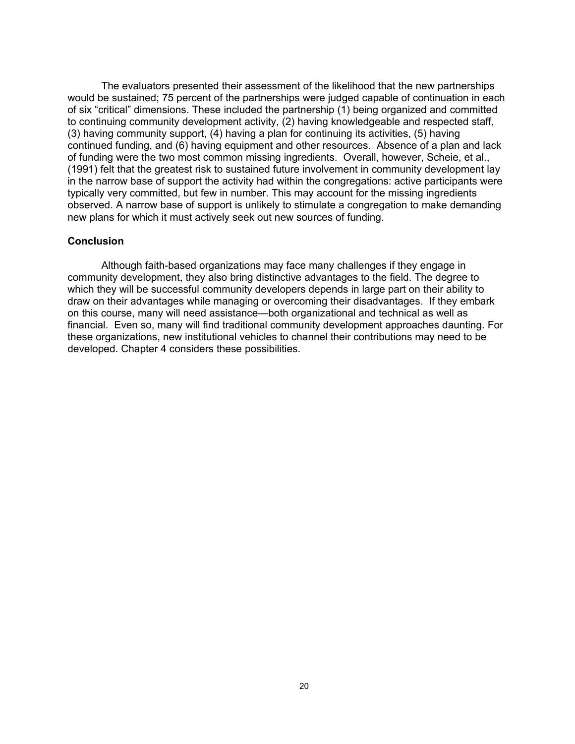The evaluators presented their assessment of the likelihood that the new partnerships would be sustained; 75 percent of the partnerships were judged capable of continuation in each of six "critical" dimensions. These included the partnership (1) being organized and committed to continuing community development activity, (2) having knowledgeable and respected staff, (3) having community support, (4) having a plan for continuing its activities, (5) having continued funding, and (6) having equipment and other resources. Absence of a plan and lack of funding were the two most common missing ingredients. Overall, however, Scheie, et al., (1991) felt that the greatest risk to sustained future involvement in community development lay in the narrow base of support the activity had within the congregations: active participants were typically very committed, but few in number. This may account for the missing ingredients observed. A narrow base of support is unlikely to stimulate a congregation to make demanding new plans for which it must actively seek out new sources of funding.

### Conclusion

Although faith-based organizations may face many challenges if they engage in community development, they also bring distinctive advantages to the field. The degree to which they will be successful community developers depends in large part on their ability to draw on their advantages while managing or overcoming their disadvantages. If they embark on this course, many will need assistance—both organizational and technical as well as financial. Even so, many will find traditional community development approaches daunting. For these organizations, new institutional vehicles to channel their contributions may need to be developed. Chapter 4 considers these possibilities.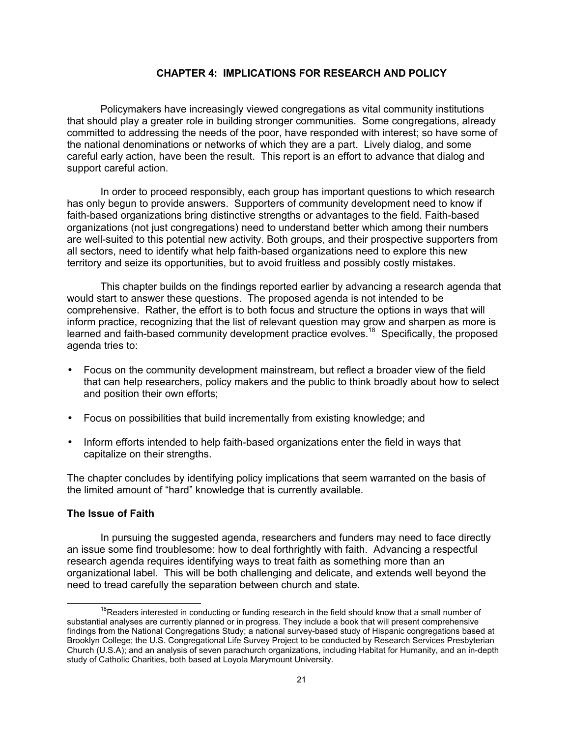# CHAPTER 4: IMPLICATIONS FOR RESEARCH AND POLICY

Policymakers have increasingly viewed congregations as vital community institutions that should play a greater role in building stronger communities. Some congregations, already committed to addressing the needs of the poor, have responded with interest; so have some of the national denominations or networks of which they are a part. Lively dialog, and some careful early action, have been the result. This report is an effort to advance that dialog and support careful action.

In order to proceed responsibly, each group has important questions to which research has only begun to provide answers. Supporters of community development need to know if faith-based organizations bring distinctive strengths or advantages to the field. Faith-based organizations (not just congregations) need to understand better which among their numbers are well-suited to this potential new activity. Both groups, and their prospective supporters from all sectors, need to identify what help faith-based organizations need to explore this new territory and seize its opportunities, but to avoid fruitless and possibly costly mistakes.

This chapter builds on the findings reported earlier by advancing a research agenda that would start to answer these questions. The proposed agenda is not intended to be comprehensive. Rather, the effort is to both focus and structure the options in ways that will inform practice, recognizing that the list of relevant question may grow and sharpen as more is learned and faith-based community development practice evolves.[18] Specifically, the proposed agenda tries to:

- Focus on the community development mainstream, but reflect a broader view of the field that can help researchers, policy makers and the public to think broadly about how to select and position their own efforts;
- Focus on possibilities that build incrementally from existing knowledge; and
- Inform efforts intended to help faith-based organizations enter the field in ways that capitalize on their strengths.

The chapter concludes by identifying policy implications that seem warranted on the basis of the limited amount of "hard" knowledge that is currently available.

### The Issue of Faith

In pursuing the suggested agenda, researchers and funders may need to face directly an issue some find troublesome: how to deal forthrightly with faith. Advancing a respectful research agenda requires identifying ways to treat faith as something more than an organizational label. This will be both challenging and delicate, and extends well beyond the need to tread carefully the separation between church and state.

[18] Readers interested in conducting or funding research in the field should know that a small number of substantial analyses are currently planned or in progress. They include a book that will present comprehensive findings from the National Congregations Study; a national survey-based study of Hispanic congregations based at Brooklyn College; the U.S. Congregational Life Survey Project to be conducted by Research Services Presbyterian Church (U.S.A); and an analysis of seven parachurch organizations, including Habitat for Humanity, and an in-depth study of Catholic Charities, both based at Loyola Marymount University.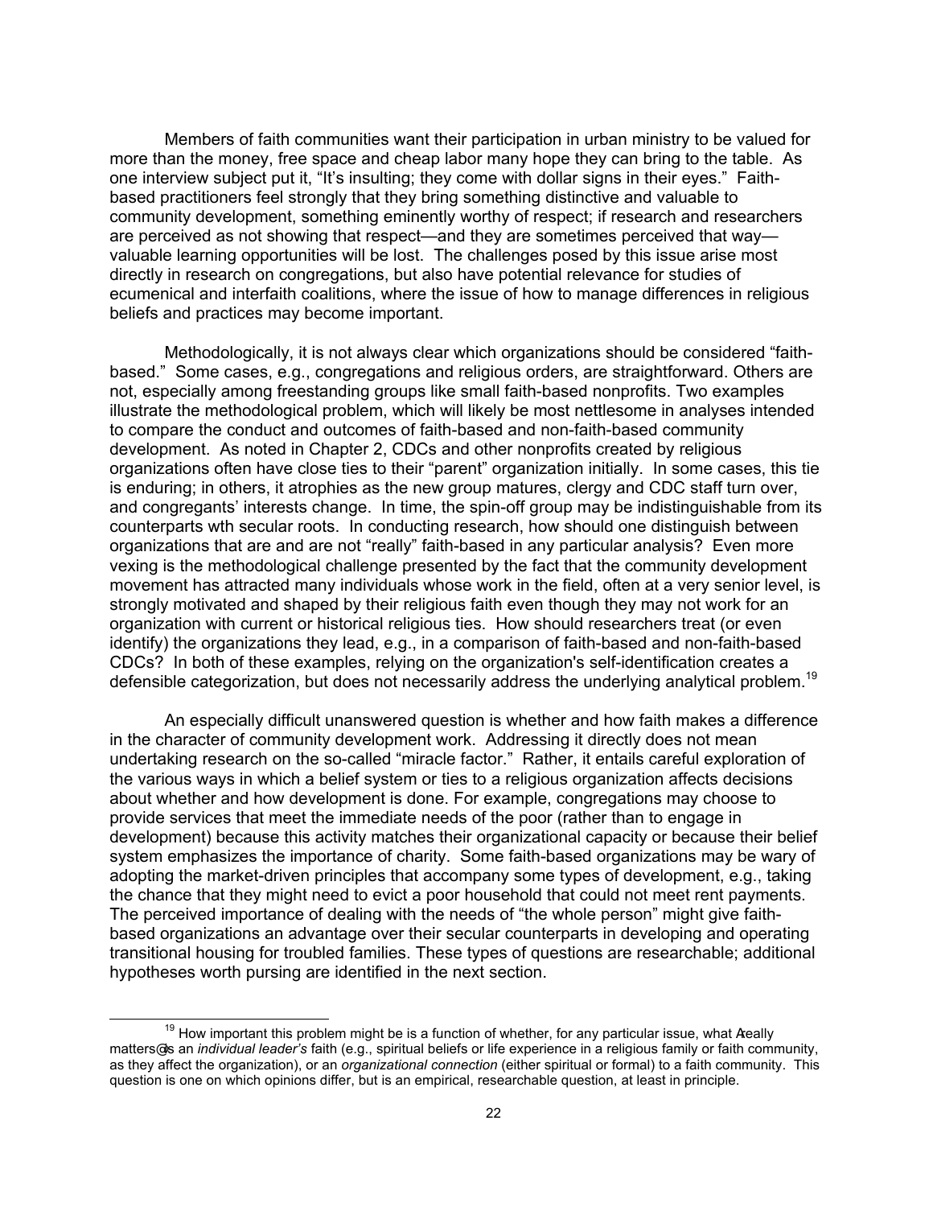Members of faith communities want their participation in urban ministry to be valued for more than the money, free space and cheap labor many hope they can bring to the table. As one interview subject put it, "It's insulting; they come with dollar signs in their eyes." Faith-based practitioners feel strongly that they bring something distinctive and valuable to community development, something eminently worthy of respect; if research and researchers are perceived as not showing that respect—and they are sometimes perceived that way—valuable learning opportunities will be lost. The challenges posed by this issue arise most directly in research on congregations, but also have potential relevance for studies of ecumenical and interfaith coalitions, where the issue of how to manage differences in religious beliefs and practices may become important.

Methodologically, it is not always clear which organizations should be considered "faith-based." Some cases, e.g., congregations and religious orders, are straightforward. Others are not, especially among freestanding groups like small faith-based nonprofits. Two examples illustrate the methodological problem, which will likely be most nettlesome in analyses intended to compare the conduct and outcomes of faith-based and non-faith-based community development. As noted in Chapter 2, CDCs and other nonprofits created by religious organizations often have close ties to their "parent" organization initially. In some cases, this tie is enduring; in others, it atrophies as the new group matures, clergy and CDC staff turn over, and congregants' interests change. In time, the spin-off group may be indistinguishable from its counterparts wth secular roots. In conducting research, how should one distinguish between organizations that are and are not "really" faith-based in any particular analysis? Even more vexing is the methodological challenge presented by the fact that the community development movement has attracted many individuals whose work in the field, often at a very senior level, is strongly motivated and shaped by their religious faith even though they may not work for an organization with current or historical religious ties. How should researchers treat (or even identify) the organizations they lead, e.g., in a comparison of faith-based and non-faith-based CDCs? In both of these examples, relying on the organization's self-identification creates a defensible categorization, but does not necessarily address the underlying analytical problem.[19]

An especially difficult unanswered question is whether and how faith makes a difference in the character of community development work. Addressing it directly does not mean undertaking research on the so-called "miracle factor." Rather, it entails careful exploration of the various ways in which a belief system or ties to a religious organization affects decisions about whether and how development is done. For example, congregations may choose to provide services that meet the immediate needs of the poor (rather than to engage in development) because this activity matches their organizational capacity or because their belief system emphasizes the importance of charity. Some faith-based organizations may be wary of adopting the market-driven principles that accompany some types of development, e.g., taking the chance that they might need to evict a poor household that could not meet rent payments. The perceived importance of dealing with the needs of "the whole person" might give faith-based organizations an advantage over their secular counterparts in developing and operating transitional housing for troubled families. These types of questions are researchable; additional hypotheses worth pursing are identified in the next section.

---

[19] How important this problem might be is a function of whether, for any particular issue, what Αreally matters@ is an *individual leader's* faith (e.g., spiritual beliefs or life experience in a religious family or faith community, as they affect the organization), or an *organizational connection* (either spiritual or formal) to a faith community. This question is one on which opinions differ, but is an empirical, researchable question, at least in principle.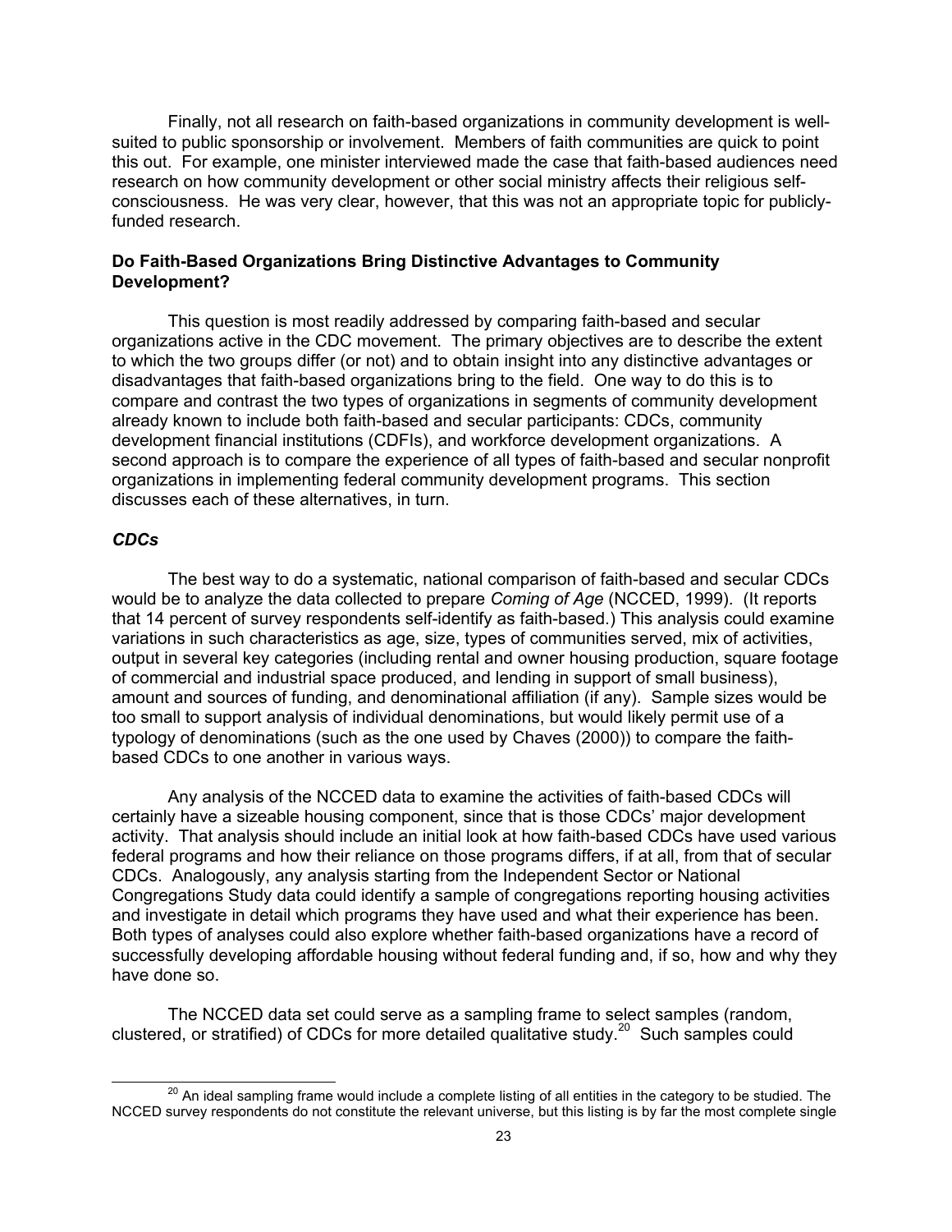Finally, not all research on faith-based organizations in community development is well-suited to public sponsorship or involvement. Members of faith communities are quick to point this out. For example, one minister interviewed made the case that faith-based audiences need research on how community development or other social ministry affects their religious self-consciousness. He was very clear, however, that this was not an appropriate topic for publicly-funded research.

### Do Faith-Based Organizations Bring Distinctive Advantages to Community Development?

This question is most readily addressed by comparing faith-based and secular organizations active in the CDC movement. The primary objectives are to describe the extent to which the two groups differ (or not) and to obtain insight into any distinctive advantages or disadvantages that faith-based organizations bring to the field. One way to do this is to compare and contrast the two types of organizations in segments of community development already known to include both faith-based and secular participants: CDCs, community development financial institutions (CDFIs), and workforce development organizations. A second approach is to compare the experience of all types of faith-based and secular nonprofit organizations in implementing federal community development programs. This section discusses each of these alternatives, in turn.

#### *CDCs*

The best way to do a systematic, national comparison of faith-based and secular CDCs would be to analyze the data collected to prepare *Coming of Age* (NCCED, 1999). (It reports that 14 percent of survey respondents self-identify as faith-based.) This analysis could examine variations in such characteristics as age, size, types of communities served, mix of activities, output in several key categories (including rental and owner housing production, square footage of commercial and industrial space produced, and lending in support of small business), amount and sources of funding, and denominational affiliation (if any). Sample sizes would be too small to support analysis of individual denominations, but would likely permit use of a typology of denominations (such as the one used by Chaves (2000)) to compare the faith-based CDCs to one another in various ways.

Any analysis of the NCCED data to examine the activities of faith-based CDCs will certainly have a sizeable housing component, since that is those CDCs' major development activity. That analysis should include an initial look at how faith-based CDCs have used various federal programs and how their reliance on those programs differs, if at all, from that of secular CDCs. Analogously, any analysis starting from the Independent Sector or National Congregations Study data could identify a sample of congregations reporting housing activities and investigate in detail which programs they have used and what their experience has been. Both types of analyses could also explore whether faith-based organizations have a record of successfully developing affordable housing without federal funding and, if so, how and why they have done so.

The NCCED data set could serve as a sampling frame to select samples (random, clustered, or stratified) of CDCs for more detailed qualitative study.[20] Such samples could

[20] An ideal sampling frame would include a complete listing of all entities in the category to be studied. The NCCED survey respondents do not constitute the relevant universe, but this listing is by far the most complete single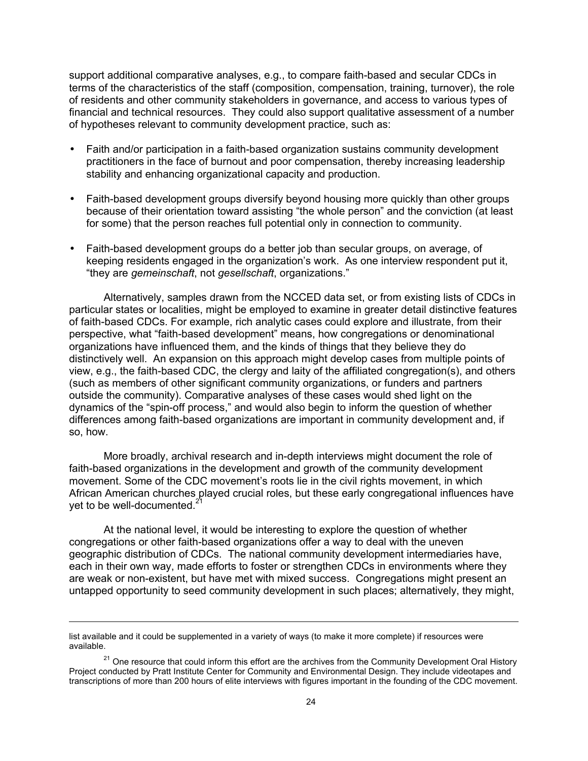support additional comparative analyses, e.g., to compare faith-based and secular CDCs in terms of the characteristics of the staff (composition, compensation, training, turnover), the role of residents and other community stakeholders in governance, and access to various types of financial and technical resources. They could also support qualitative assessment of a number of hypotheses relevant to community development practice, such as:

- Faith and/or participation in a faith-based organization sustains community development practitioners in the face of burnout and poor compensation, thereby increasing leadership stability and enhancing organizational capacity and production.
- Faith-based development groups diversify beyond housing more quickly than other groups because of their orientation toward assisting "the whole person" and the conviction (at least for some) that the person reaches full potential only in connection to community.
- Faith-based development groups do a better job than secular groups, on average, of keeping residents engaged in the organization's work. As one interview respondent put it, "they are *gemeinschaft*, not *gesellschaft*, organizations."

Alternatively, samples drawn from the NCCED data set, or from existing lists of CDCs in particular states or localities, might be employed to examine in greater detail distinctive features of faith-based CDCs. For example, rich analytic cases could explore and illustrate, from their perspective, what "faith-based development" means, how congregations or denominational organizations have influenced them, and the kinds of things that they believe they do distinctively well. An expansion on this approach might develop cases from multiple points of view, e.g., the faith-based CDC, the clergy and laity of the affiliated congregation(s), and others (such as members of other significant community organizations, or funders and partners outside the community). Comparative analyses of these cases would shed light on the dynamics of the "spin-off process," and would also begin to inform the question of whether differences among faith-based organizations are important in community development and, if so, how.

More broadly, archival research and in-depth interviews might document the role of faith-based organizations in the development and growth of the community development movement. Some of the CDC movement's roots lie in the civil rights movement, in which African American churches played crucial roles, but these early congregational influences have yet to be well-documented.[21]

At the national level, it would be interesting to explore the question of whether congregations or other faith-based organizations offer a way to deal with the uneven geographic distribution of CDCs. The national community development intermediaries have, each in their own way, made efforts to foster or strengthen CDCs in environments where they are weak or non-existent, but have met with mixed success. Congregations might present an untapped opportunity to seed community development in such places; alternatively, they might,

---

list available and it could be supplemented in a variety of ways (to make it more complete) if resources were available.

[21] One resource that could inform this effort are the archives from the Community Development Oral History Project conducted by Pratt Institute Center for Community and Environmental Design. They include videotapes and transcriptions of more than 200 hours of elite interviews with figures important in the founding of the CDC movement.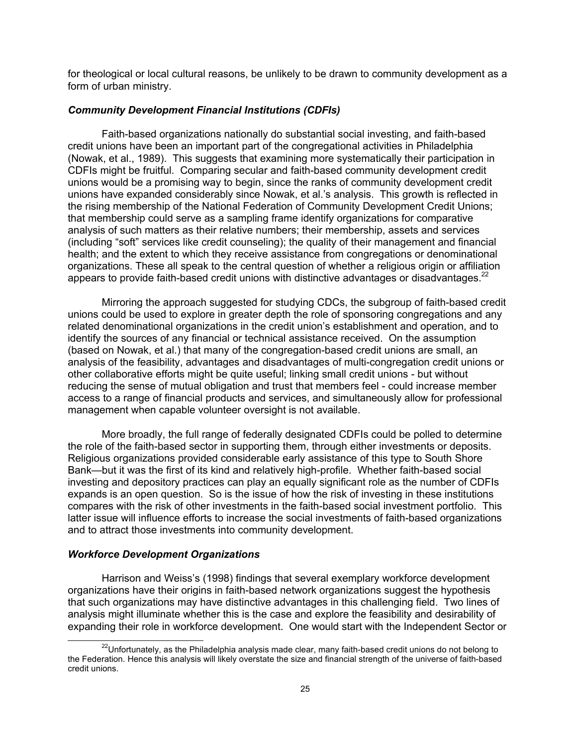for theological or local cultural reasons, be unlikely to be drawn to community development as a form of urban ministry.

### *Community Development Financial Institutions (CDFIs)*

Faith-based organizations nationally do substantial social investing, and faith-based credit unions have been an important part of the congregational activities in Philadelphia (Nowak, et al., 1989). This suggests that examining more systematically their participation in CDFIs might be fruitful. Comparing secular and faith-based community development credit unions would be a promising way to begin, since the ranks of community development credit unions have expanded considerably since Nowak, et al.'s analysis. This growth is reflected in the rising membership of the National Federation of Community Development Credit Unions; that membership could serve as a sampling frame identify organizations for comparative analysis of such matters as their relative numbers; their membership, assets and services (including "soft" services like credit counseling); the quality of their management and financial health; and the extent to which they receive assistance from congregations or denominational organizations. These all speak to the central question of whether a religious origin or affiliation appears to provide faith-based credit unions with distinctive advantages or disadvantages.[22]

Mirroring the approach suggested for studying CDCs, the subgroup of faith-based credit unions could be used to explore in greater depth the role of sponsoring congregations and any related denominational organizations in the credit union's establishment and operation, and to identify the sources of any financial or technical assistance received. On the assumption (based on Nowak, et al.) that many of the congregation-based credit unions are small, an analysis of the feasibility, advantages and disadvantages of multi-congregation credit unions or other collaborative efforts might be quite useful; linking small credit unions - but without reducing the sense of mutual obligation and trust that members feel - could increase member access to a range of financial products and services, and simultaneously allow for professional management when capable volunteer oversight is not available.

More broadly, the full range of federally designated CDFIs could be polled to determine the role of the faith-based sector in supporting them, through either investments or deposits. Religious organizations provided considerable early assistance of this type to South Shore Bank—but it was the first of its kind and relatively high-profile. Whether faith-based social investing and depository practices can play an equally significant role as the number of CDFIs expands is an open question. So is the issue of how the risk of investing in these institutions compares with the risk of other investments in the faith-based social investment portfolio. This latter issue will influence efforts to increase the social investments of faith-based organizations and to attract those investments into community development.

### *Workforce Development Organizations*

Harrison and Weiss's (1998) findings that several exemplary workforce development organizations have their origins in faith-based network organizations suggest the hypothesis that such organizations may have distinctive advantages in this challenging field. Two lines of analysis might illuminate whether this is the case and explore the feasibility and desirability of expanding their role in workforce development. One would start with the Independent Sector or

[22] Unfortunately, as the Philadelphia analysis made clear, many faith-based credit unions do not belong to the Federation. Hence this analysis will likely overstate the size and financial strength of the universe of faith-based credit unions.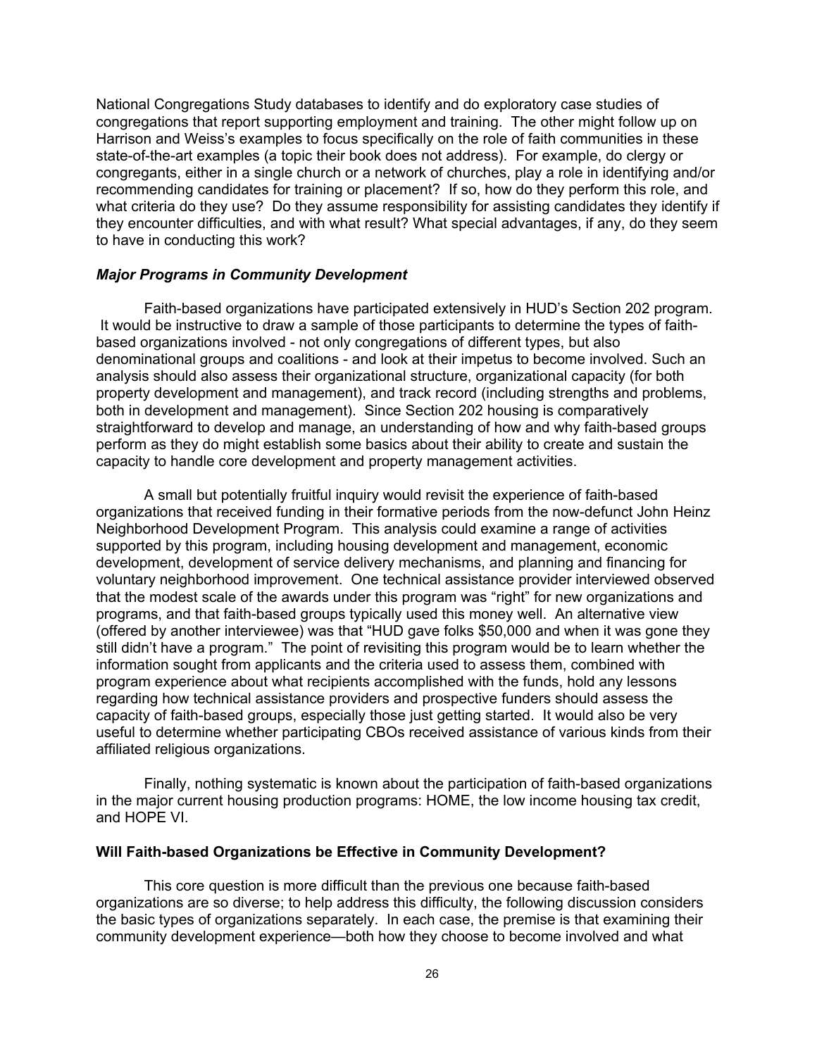National Congregations Study databases to identify and do exploratory case studies of congregations that report supporting employment and training. The other might follow up on Harrison and Weiss's examples to focus specifically on the role of faith communities in these state-of-the-art examples (a topic their book does not address). For example, do clergy or congregants, either in a single church or a network of churches, play a role in identifying and/or recommending candidates for training or placement? If so, how do they perform this role, and what criteria do they use? Do they assume responsibility for assisting candidates they identify if they encounter difficulties, and with what result? What special advantages, if any, do they seem to have in conducting this work?

### *Major Programs in Community Development*

Faith-based organizations have participated extensively in HUD's Section 202 program. It would be instructive to draw a sample of those participants to determine the types of faith-based organizations involved - not only congregations of different types, but also denominational groups and coalitions - and look at their impetus to become involved. Such an analysis should also assess their organizational structure, organizational capacity (for both property development and management), and track record (including strengths and problems, both in development and management). Since Section 202 housing is comparatively straightforward to develop and manage, an understanding of how and why faith-based groups perform as they do might establish some basics about their ability to create and sustain the capacity to handle core development and property management activities.

A small but potentially fruitful inquiry would revisit the experience of faith-based organizations that received funding in their formative periods from the now-defunct John Heinz Neighborhood Development Program. This analysis could examine a range of activities supported by this program, including housing development and management, economic development, development of service delivery mechanisms, and planning and financing for voluntary neighborhood improvement. One technical assistance provider interviewed observed that the modest scale of the awards under this program was "right" for new organizations and programs, and that faith-based groups typically used this money well. An alternative view (offered by another interviewee) was that "HUD gave folks $50,000 and when it was gone they still didn't have a program." The point of revisiting this program would be to learn whether the information sought from applicants and the criteria used to assess them, combined with program experience about what recipients accomplished with the funds, hold any lessons regarding how technical assistance providers and prospective funders should assess the capacity of faith-based groups, especially those just getting started. It would also be very useful to determine whether participating CBOs received assistance of various kinds from their affiliated religious organizations.

Finally, nothing systematic is known about the participation of faith-based organizations in the major current housing production programs: HOME, the low income housing tax credit, and HOPE VI.

## Will Faith-based Organizations be Effective in Community Development?

This core question is more difficult than the previous one because faith-based organizations are so diverse; to help address this difficulty, the following discussion considers the basic types of organizations separately. In each case, the premise is that examining their community development experience—both how they choose to become involved and what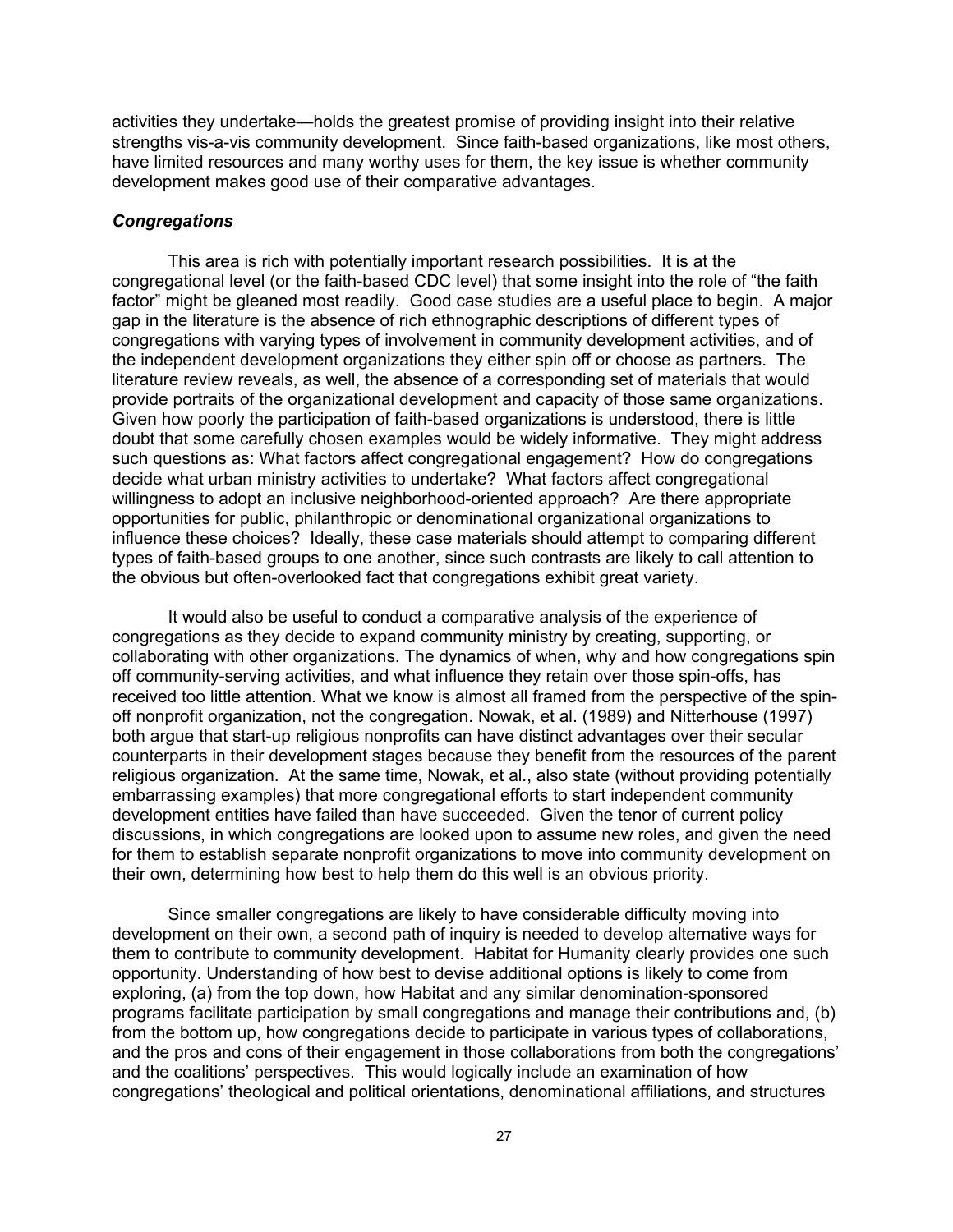activities they undertake—holds the greatest promise of providing insight into their relative strengths vis-a-vis community development. Since faith-based organizations, like most others, have limited resources and many worthy uses for them, the key issue is whether community development makes good use of their comparative advantages.

### *Congregations*

This area is rich with potentially important research possibilities. It is at the congregational level (or the faith-based CDC level) that some insight into the role of "the faith factor" might be gleaned most readily. Good case studies are a useful place to begin. A major gap in the literature is the absence of rich ethnographic descriptions of different types of congregations with varying types of involvement in community development activities, and of the independent development organizations they either spin off or choose as partners. The literature review reveals, as well, the absence of a corresponding set of materials that would provide portraits of the organizational development and capacity of those same organizations. Given how poorly the participation of faith-based organizations is understood, there is little doubt that some carefully chosen examples would be widely informative. They might address such questions as: What factors affect congregational engagement? How do congregations decide what urban ministry activities to undertake? What factors affect congregational willingness to adopt an inclusive neighborhood-oriented approach? Are there appropriate opportunities for public, philanthropic or denominational organizational organizations to influence these choices? Ideally, these case materials should attempt to comparing different types of faith-based groups to one another, since such contrasts are likely to call attention to the obvious but often-overlooked fact that congregations exhibit great variety.

It would also be useful to conduct a comparative analysis of the experience of congregations as they decide to expand community ministry by creating, supporting, or collaborating with other organizations. The dynamics of when, why and how congregations spin off community-serving activities, and what influence they retain over those spin-offs, has received too little attention. What we know is almost all framed from the perspective of the spin-off nonprofit organization, not the congregation. Nowak, et al. (1989) and Nitterhouse (1997) both argue that start-up religious nonprofits can have distinct advantages over their secular counterparts in their development stages because they benefit from the resources of the parent religious organization. At the same time, Nowak, et al., also state (without providing potentially embarrassing examples) that more congregational efforts to start independent community development entities have failed than have succeeded. Given the tenor of current policy discussions, in which congregations are looked upon to assume new roles, and given the need for them to establish separate nonprofit organizations to move into community development on their own, determining how best to help them do this well is an obvious priority.

Since smaller congregations are likely to have considerable difficulty moving into development on their own, a second path of inquiry is needed to develop alternative ways for them to contribute to community development. Habitat for Humanity clearly provides one such opportunity. Understanding of how best to devise additional options is likely to come from exploring, (a) from the top down, how Habitat and any similar denomination-sponsored programs facilitate participation by small congregations and manage their contributions and, (b) from the bottom up, how congregations decide to participate in various types of collaborations, and the pros and cons of their engagement in those collaborations from both the congregations' and the coalitions' perspectives. This would logically include an examination of how congregations' theological and political orientations, denominational affiliations, and structures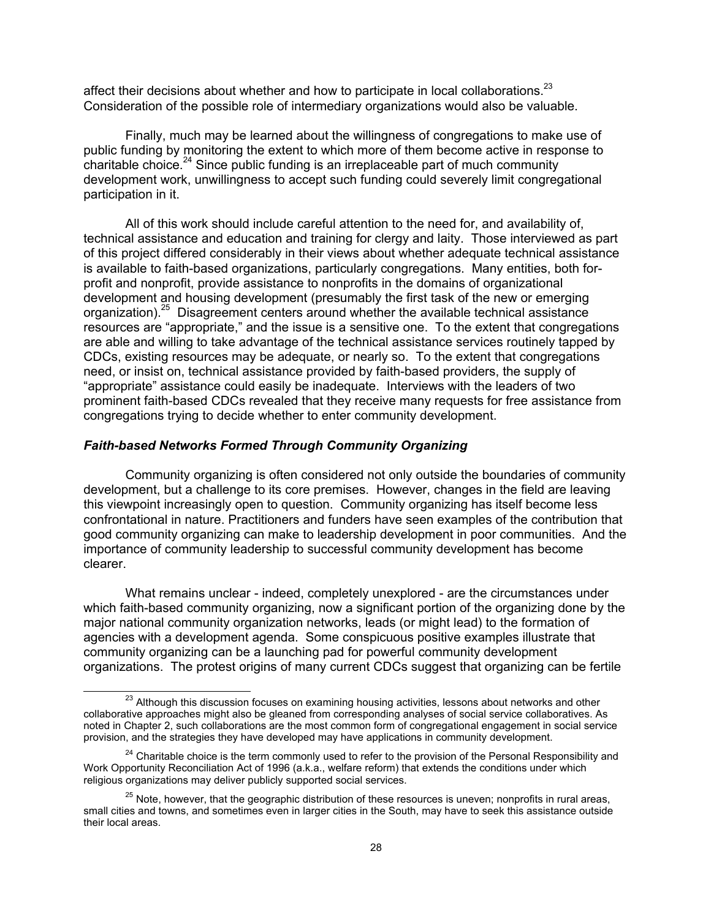affect their decisions about whether and how to participate in local collaborations.[23] Consideration of the possible role of intermediary organizations would also be valuable.

Finally, much may be learned about the willingness of congregations to make use of public funding by monitoring the extent to which more of them become active in response to charitable choice.[24] Since public funding is an irreplaceable part of much community development work, unwillingness to accept such funding could severely limit congregational participation in it.

All of this work should include careful attention to the need for, and availability of, technical assistance and education and training for clergy and laity. Those interviewed as part of this project differed considerably in their views about whether adequate technical assistance is available to faith-based organizations, particularly congregations. Many entities, both for-profit and nonprofit, provide assistance to nonprofits in the domains of organizational development and housing development (presumably the first task of the new or emerging organization).[25] Disagreement centers around whether the available technical assistance resources are "appropriate," and the issue is a sensitive one. To the extent that congregations are able and willing to take advantage of the technical assistance services routinely tapped by CDCs, existing resources may be adequate, or nearly so. To the extent that congregations need, or insist on, technical assistance provided by faith-based providers, the supply of "appropriate" assistance could easily be inadequate. Interviews with the leaders of two prominent faith-based CDCs revealed that they receive many requests for free assistance from congregations trying to decide whether to enter community development.

### *Faith-based Networks Formed Through Community Organizing*

Community organizing is often considered not only outside the boundaries of community development, but a challenge to its core premises. However, changes in the field are leaving this viewpoint increasingly open to question. Community organizing has itself become less confrontational in nature. Practitioners and funders have seen examples of the contribution that good community organizing can make to leadership development in poor communities. And the importance of community leadership to successful community development has become clearer.

What remains unclear - indeed, completely unexplored - are the circumstances under which faith-based community organizing, now a significant portion of the organizing done by the major national community organization networks, leads (or might lead) to the formation of agencies with a development agenda. Some conspicuous positive examples illustrate that community organizing can be a launching pad for powerful community development organizations. The protest origins of many current CDCs suggest that organizing can be fertile

---

[23] Although this discussion focuses on examining housing activities, lessons about networks and other collaborative approaches might also be gleaned from corresponding analyses of social service collaboratives. As noted in Chapter 2, such collaborations are the most common form of congregational engagement in social service provision, and the strategies they have developed may have applications in community development.

[24] Charitable choice is the term commonly used to refer to the provision of the Personal Responsibility and Work Opportunity Reconciliation Act of 1996 (a.k.a., welfare reform) that extends the conditions under which religious organizations may deliver publicly supported social services.

[25] Note, however, that the geographic distribution of these resources is uneven; nonprofits in rural areas, small cities and towns, and sometimes even in larger cities in the South, may have to seek this assistance outside their local areas.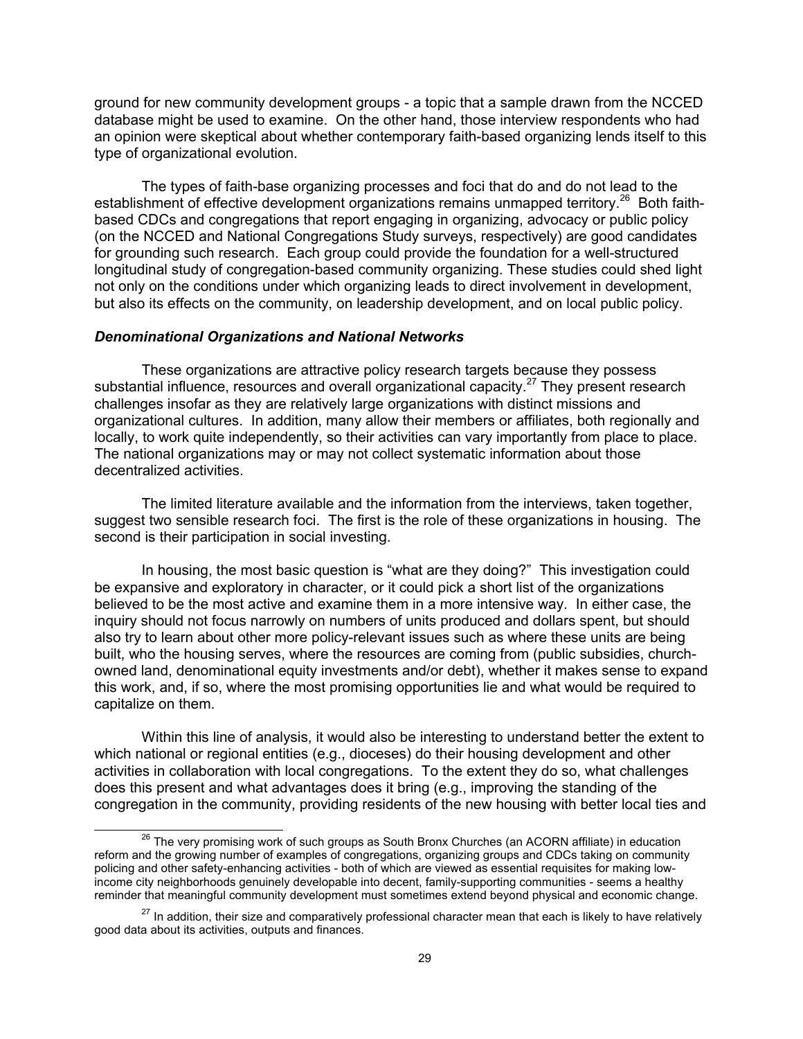ground for new community development groups - a topic that a sample drawn from the NCCED database might be used to examine. On the other hand, those interview respondents who had an opinion were skeptical about whether contemporary faith-based organizing lends itself to this type of organizational evolution.

The types of faith-base organizing processes and foci that do and do not lead to the establishment of effective development organizations remains unmapped territory.[26] Both faith-based CDCs and congregations that report engaging in organizing, advocacy or public policy (on the NCCED and National Congregations Study surveys, respectively) are good candidates for grounding such research. Each group could provide the foundation for a well-structured longitudinal study of congregation-based community organizing. These studies could shed light not only on the conditions under which organizing leads to direct involvement in development, but also its effects on the community, on leadership development, and on local public policy.

### *Denominational Organizations and National Networks*

These organizations are attractive policy research targets because they possess substantial influence, resources and overall organizational capacity.[27] They present research challenges insofar as they are relatively large organizations with distinct missions and organizational cultures. In addition, many allow their members or affiliates, both regionally and locally, to work quite independently, so their activities can vary importantly from place to place. The national organizations may or may not collect systematic information about those decentralized activities.

The limited literature available and the information from the interviews, taken together, suggest two sensible research foci. The first is the role of these organizations in housing. The second is their participation in social investing.

In housing, the most basic question is "what are they doing?" This investigation could be expansive and exploratory in character, or it could pick a short list of the organizations believed to be the most active and examine them in a more intensive way. In either case, the inquiry should not focus narrowly on numbers of units produced and dollars spent, but should also try to learn about other more policy-relevant issues such as where these units are being built, who the housing serves, where the resources are coming from (public subsidies, church-owned land, denominational equity investments and/or debt), whether it makes sense to expand this work, and, if so, where the most promising opportunities lie and what would be required to capitalize on them.

Within this line of analysis, it would also be interesting to understand better the extent to which national or regional entities (e.g., dioceses) do their housing development and other activities in collaboration with local congregations. To the extent they do so, what challenges does this present and what advantages does it bring (e.g., improving the standing of the congregation in the community, providing residents of the new housing with better local ties and

---

[26] The very promising work of such groups as South Bronx Churches (an ACORN affiliate) in education reform and the growing number of examples of congregations, organizing groups and CDCs taking on community policing and other safety-enhancing activities - both of which are viewed as essential requisites for making low-income city neighborhoods genuinely developable into decent, family-supporting communities - seems a healthy reminder that meaningful community development must sometimes extend beyond physical and economic change.

[27] In addition, their size and comparatively professional character mean that each is likely to have relatively good data about its activities, outputs and finances.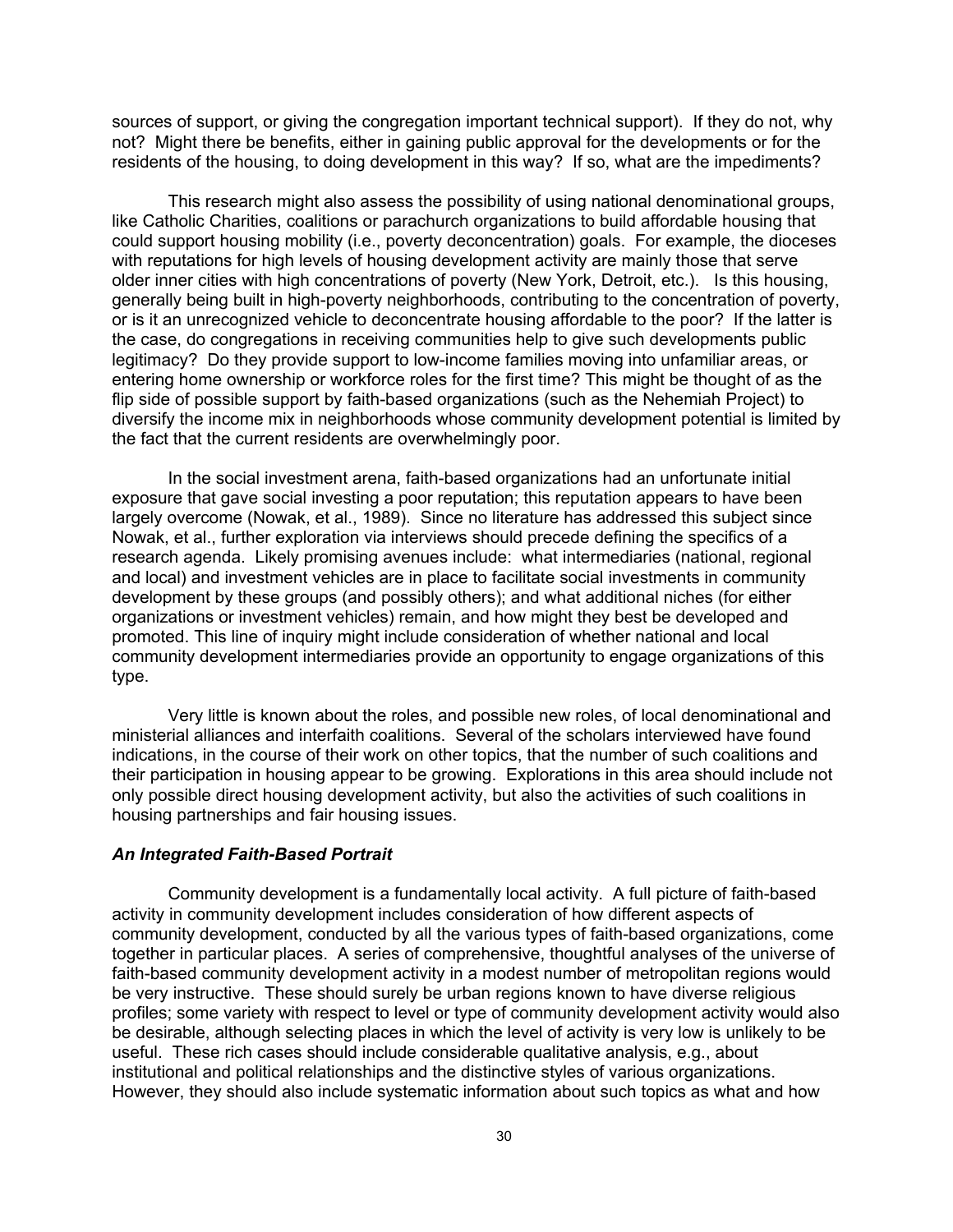sources of support, or giving the congregation important technical support). If they do not, why not? Might there be benefits, either in gaining public approval for the developments or for the residents of the housing, to doing development in this way? If so, what are the impediments?

This research might also assess the possibility of using national denominational groups, like Catholic Charities, coalitions or parachurch organizations to build affordable housing that could support housing mobility (i.e., poverty deconcentration) goals. For example, the dioceses with reputations for high levels of housing development activity are mainly those that serve older inner cities with high concentrations of poverty (New York, Detroit, etc.). Is this housing, generally being built in high-poverty neighborhoods, contributing to the concentration of poverty, or is it an unrecognized vehicle to deconcentrate housing affordable to the poor? If the latter is the case, do congregations in receiving communities help to give such developments public legitimacy? Do they provide support to low-income families moving into unfamiliar areas, or entering home ownership or workforce roles for the first time? This might be thought of as the flip side of possible support by faith-based organizations (such as the Nehemiah Project) to diversify the income mix in neighborhoods whose community development potential is limited by the fact that the current residents are overwhelmingly poor.

In the social investment arena, faith-based organizations had an unfortunate initial exposure that gave social investing a poor reputation; this reputation appears to have been largely overcome (Nowak, et al., 1989). Since no literature has addressed this subject since Nowak, et al., further exploration via interviews should precede defining the specifics of a research agenda. Likely promising avenues include: what intermediaries (national, regional and local) and investment vehicles are in place to facilitate social investments in community development by these groups (and possibly others); and what additional niches (for either organizations or investment vehicles) remain, and how might they best be developed and promoted. This line of inquiry might include consideration of whether national and local community development intermediaries provide an opportunity to engage organizations of this type.

Very little is known about the roles, and possible new roles, of local denominational and ministerial alliances and interfaith coalitions. Several of the scholars interviewed have found indications, in the course of their work on other topics, that the number of such coalitions and their participation in housing appear to be growing. Explorations in this area should include not only possible direct housing development activity, but also the activities of such coalitions in housing partnerships and fair housing issues.

### *An Integrated Faith-Based Portrait*

Community development is a fundamentally local activity. A full picture of faith-based activity in community development includes consideration of how different aspects of community development, conducted by all the various types of faith-based organizations, come together in particular places. A series of comprehensive, thoughtful analyses of the universe of faith-based community development activity in a modest number of metropolitan regions would be very instructive. These should surely be urban regions known to have diverse religious profiles; some variety with respect to level or type of community development activity would also be desirable, although selecting places in which the level of activity is very low is unlikely to be useful. These rich cases should include considerable qualitative analysis, e.g., about institutional and political relationships and the distinctive styles of various organizations. However, they should also include systematic information about such topics as what and how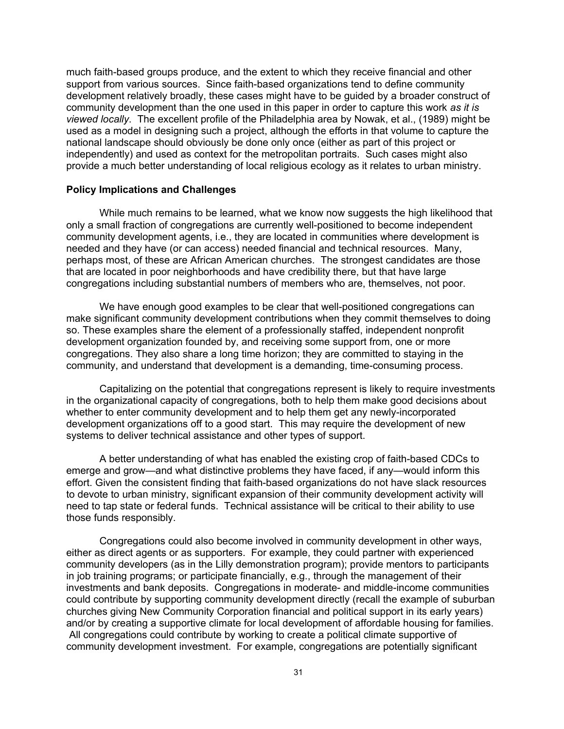much faith-based groups produce, and the extent to which they receive financial and other support from various sources. Since faith-based organizations tend to define community development relatively broadly, these cases might have to be guided by a broader construct of community development than the one used in this paper in order to capture this work *as it is viewed locally*. The excellent profile of the Philadelphia area by Nowak, et al., (1989) might be used as a model in designing such a project, although the efforts in that volume to capture the national landscape should obviously be done only once (either as part of this project or independently) and used as context for the metropolitan portraits. Such cases might also provide a much better understanding of local religious ecology as it relates to urban ministry.

**Policy Implications and Challenges**

While much remains to be learned, what we know now suggests the high likelihood that only a small fraction of congregations are currently well-positioned to become independent community development agents, i.e., they are located in communities where development is needed and they have (or can access) needed financial and technical resources. Many, perhaps most, of these are African American churches. The strongest candidates are those that are located in poor neighborhoods and have credibility there, but that have large congregations including substantial numbers of members who are, themselves, not poor.

We have enough good examples to be clear that well-positioned congregations can make significant community development contributions when they commit themselves to doing so. These examples share the element of a professionally staffed, independent nonprofit development organization founded by, and receiving some support from, one or more congregations. They also share a long time horizon; they are committed to staying in the community, and understand that development is a demanding, time-consuming process.

Capitalizing on the potential that congregations represent is likely to require investments in the organizational capacity of congregations, both to help them make good decisions about whether to enter community development and to help them get any newly-incorporated development organizations off to a good start. This may require the development of new systems to deliver technical assistance and other types of support.

A better understanding of what has enabled the existing crop of faith-based CDCs to emerge and grow—and what distinctive problems they have faced, if any—would inform this effort. Given the consistent finding that faith-based organizations do not have slack resources to devote to urban ministry, significant expansion of their community development activity will need to tap state or federal funds. Technical assistance will be critical to their ability to use those funds responsibly.

Congregations could also become involved in community development in other ways, either as direct agents or as supporters. For example, they could partner with experienced community developers (as in the Lilly demonstration program); provide mentors to participants in job training programs; or participate financially, e.g., through the management of their investments and bank deposits. Congregations in moderate- and middle-income communities could contribute by supporting community development directly (recall the example of suburban churches giving New Community Corporation financial and political support in its early years) and/or by creating a supportive climate for local development of affordable housing for families. All congregations could contribute by working to create a political climate supportive of community development investment. For example, congregations are potentially significant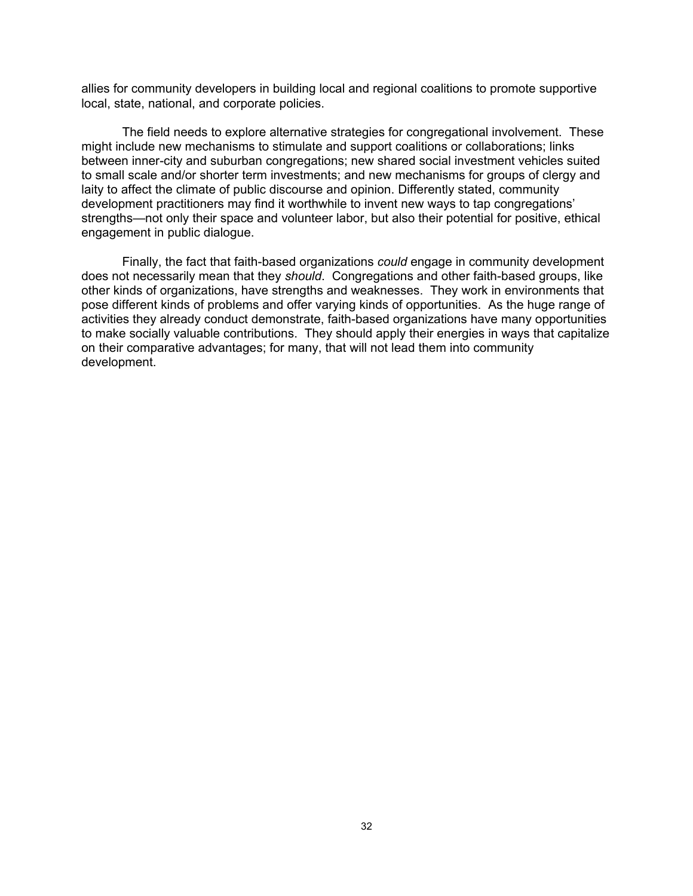allies for community developers in building local and regional coalitions to promote supportive local, state, national, and corporate policies.

The field needs to explore alternative strategies for congregational involvement. These might include new mechanisms to stimulate and support coalitions or collaborations; links between inner-city and suburban congregations; new shared social investment vehicles suited to small scale and/or shorter term investments; and new mechanisms for groups of clergy and laity to affect the climate of public discourse and opinion. Differently stated, community development practitioners may find it worthwhile to invent new ways to tap congregations' strengths—not only their space and volunteer labor, but also their potential for positive, ethical engagement in public dialogue.

Finally, the fact that faith-based organizations *could* engage in community development does not necessarily mean that they *should*. Congregations and other faith-based groups, like other kinds of organizations, have strengths and weaknesses. They work in environments that pose different kinds of problems and offer varying kinds of opportunities. As the huge range of activities they already conduct demonstrate, faith-based organizations have many opportunities to make socially valuable contributions. They should apply their energies in ways that capitalize on their comparative advantages; for many, that will not lead them into community development.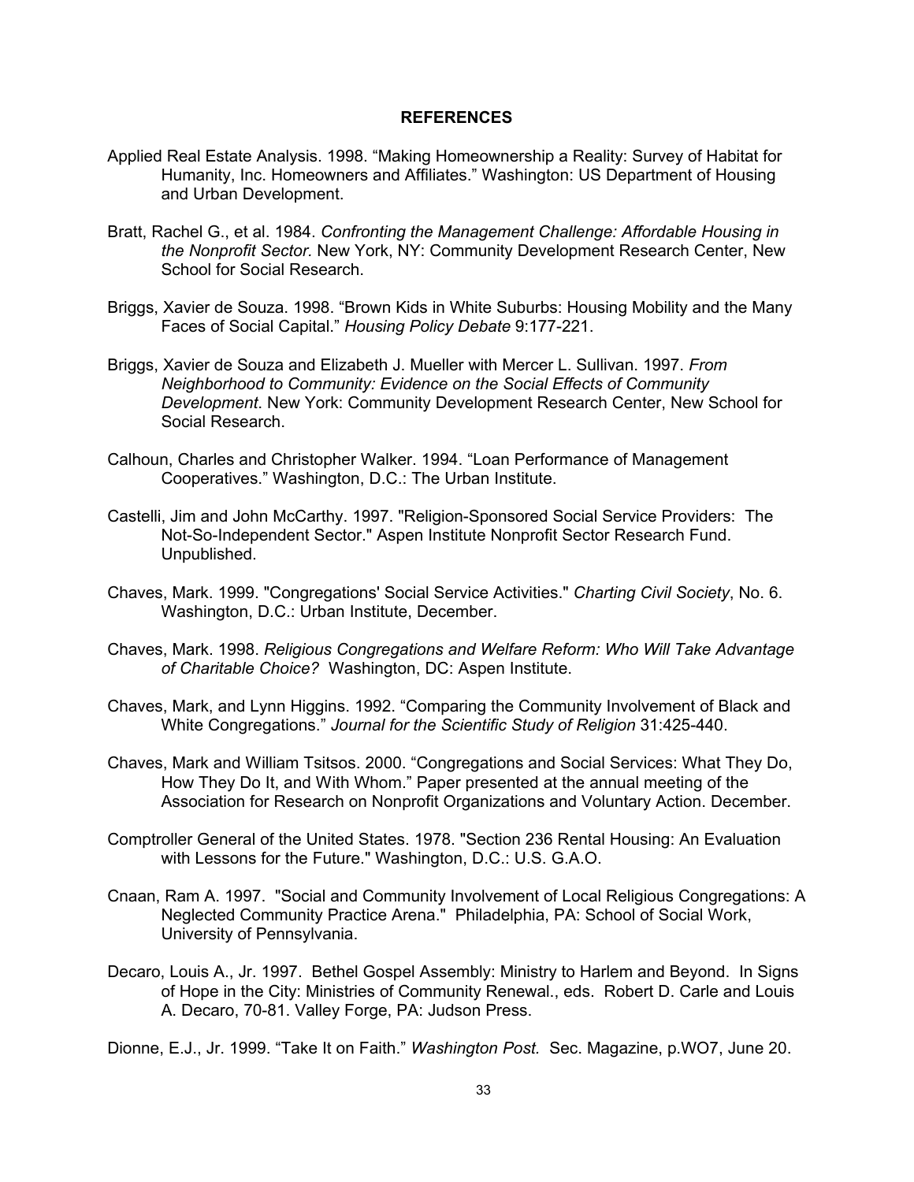## REFERENCES

Applied Real Estate Analysis. 1998. "Making Homeownership a Reality: Survey of Habitat for Humanity, Inc. Homeowners and Affiliates." Washington: US Department of Housing and Urban Development.

Bratt, Rachel G., et al. 1984. *Confronting the Management Challenge: Affordable Housing in the Nonprofit Sector.* New York, NY: Community Development Research Center, New School for Social Research.

Briggs, Xavier de Souza. 1998. "Brown Kids in White Suburbs: Housing Mobility and the Many Faces of Social Capital." *Housing Policy Debate* 9:177-221.

Briggs, Xavier de Souza and Elizabeth J. Mueller with Mercer L. Sullivan. 1997. *From Neighborhood to Community: Evidence on the Social Effects of Community Development*. New York: Community Development Research Center, New School for Social Research.

Calhoun, Charles and Christopher Walker. 1994. "Loan Performance of Management Cooperatives." Washington, D.C.: The Urban Institute.

Castelli, Jim and John McCarthy. 1997. "Religion-Sponsored Social Service Providers: The Not-So-Independent Sector." Aspen Institute Nonprofit Sector Research Fund. Unpublished.

Chaves, Mark. 1999. "Congregations' Social Service Activities." *Charting Civil Society*, No. 6. Washington, D.C.: Urban Institute, December.

Chaves, Mark. 1998. *Religious Congregations and Welfare Reform: Who Will Take Advantage of Charitable Choice?* Washington, DC: Aspen Institute.

Chaves, Mark, and Lynn Higgins. 1992. "Comparing the Community Involvement of Black and White Congregations." *Journal for the Scientific Study of Religion* 31:425-440.

Chaves, Mark and William Tsitsos. 2000. "Congregations and Social Services: What They Do, How They Do It, and With Whom." Paper presented at the annual meeting of the Association for Research on Nonprofit Organizations and Voluntary Action. December.

Comptroller General of the United States. 1978. "Section 236 Rental Housing: An Evaluation with Lessons for the Future." Washington, D.C.: U.S. G.A.O.

Cnaan, Ram A. 1997. "Social and Community Involvement of Local Religious Congregations: A Neglected Community Practice Arena." Philadelphia, PA: School of Social Work, University of Pennsylvania.

Decaro, Louis A., Jr. 1997. Bethel Gospel Assembly: Ministry to Harlem and Beyond. In Signs of Hope in the City: Ministries of Community Renewal., eds. Robert D. Carle and Louis A. Decaro, 70-81. Valley Forge, PA: Judson Press.

Dionne, E.J., Jr. 1999. "Take It on Faith." *Washington Post.* Sec. Magazine, p.WO7, June 20.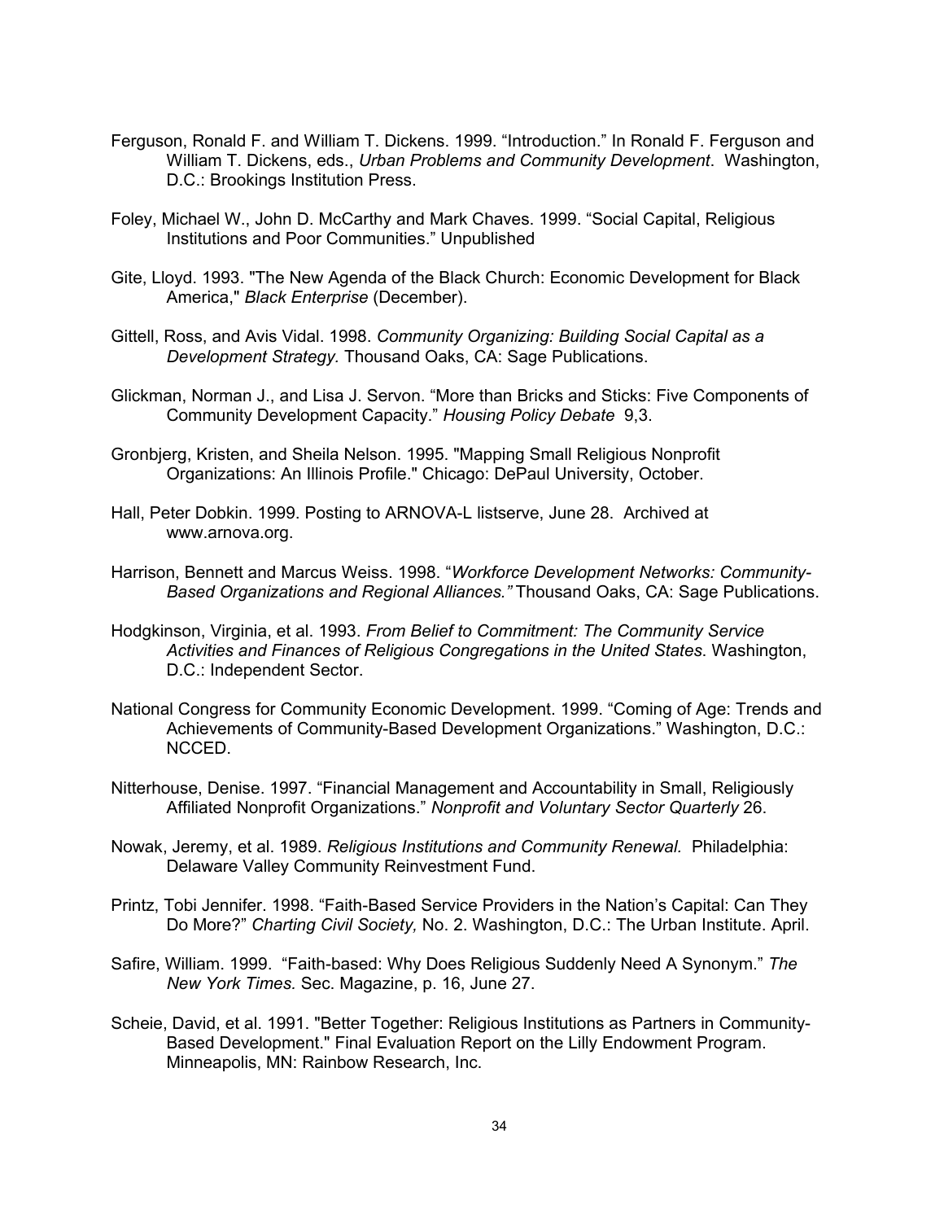Ferguson, Ronald F. and William T. Dickens. 1999. “Introduction.” In Ronald F. Ferguson and William T. Dickens, eds., *Urban Problems and Community Development*. Washington, D.C.: Brookings Institution Press.

Foley, Michael W., John D. McCarthy and Mark Chaves. 1999. “Social Capital, Religious Institutions and Poor Communities.” Unpublished

Gite, Lloyd. 1993. "The New Agenda of the Black Church: Economic Development for Black America," *Black Enterprise* (December).

Gittell, Ross, and Avis Vidal. 1998. *Community Organizing: Building Social Capital as a Development Strategy.* Thousand Oaks, CA: Sage Publications.

Glickman, Norman J., and Lisa J. Servon. “More than Bricks and Sticks: Five Components of Community Development Capacity.” *Housing Policy Debate* 9,3.

Gronbjerg, Kristen, and Sheila Nelson. 1995. "Mapping Small Religious Nonprofit Organizations: An Illinois Profile." Chicago: DePaul University, October.

Hall, Peter Dobkin. 1999. Posting to ARNOVA-L listserve, June 28. Archived at www.arnova.org.

Harrison, Bennett and Marcus Weiss. 1998. “*Workforce Development Networks: Community-Based Organizations and Regional Alliances.”* Thousand Oaks, CA: Sage Publications.

Hodgkinson, Virginia, et al. 1993. *From Belief to Commitment: The Community Service Activities and Finances of Religious Congregations in the United States.* Washington, D.C.: Independent Sector.

National Congress for Community Economic Development. 1999. “Coming of Age: Trends and Achievements of Community-Based Development Organizations.” Washington, D.C.: NCCED.

Nitterhouse, Denise. 1997. “Financial Management and Accountability in Small, Religiously Affiliated Nonprofit Organizations.” *Nonprofit and Voluntary Sector Quarterly* 26.

Nowak, Jeremy, et al. 1989. *Religious Institutions and Community Renewal.* Philadelphia: Delaware Valley Community Reinvestment Fund.

Printz, Tobi Jennifer. 1998. “Faith-Based Service Providers in the Nation’s Capital: Can They Do More?” *Charting Civil Society,* No. 2. Washington, D.C.: The Urban Institute. April.

Safire, William. 1999. “Faith-based: Why Does Religious Suddenly Need A Synonym.” *The New York Times.* Sec. Magazine, p. 16, June 27.

Scheie, David, et al. 1991. "Better Together: Religious Institutions as Partners in Community-Based Development." Final Evaluation Report on the Lilly Endowment Program. Minneapolis, MN: Rainbow Research, Inc.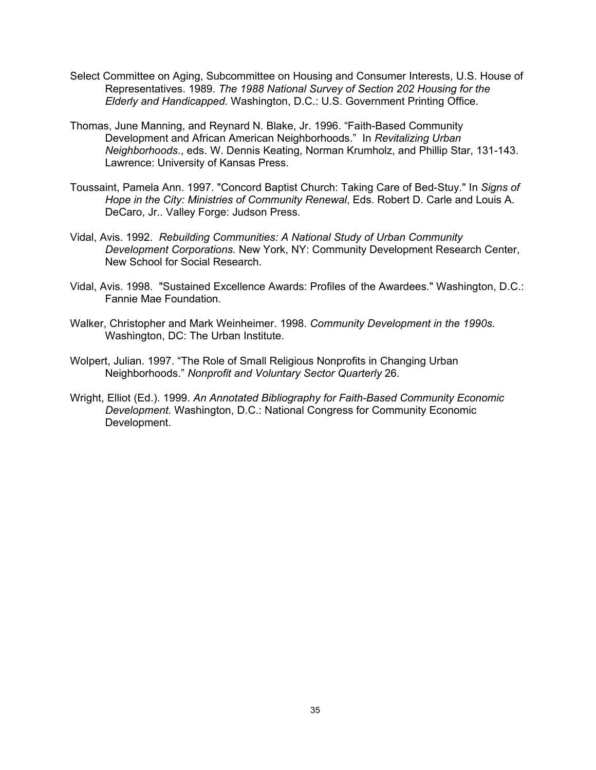Select Committee on Aging, Subcommittee on Housing and Consumer Interests, U.S. House of Representatives. 1989. *The 1988 National Survey of Section 202 Housing for the Elderly and Handicapped.* Washington, D.C.: U.S. Government Printing Office.

Thomas, June Manning, and Reynard N. Blake, Jr. 1996. "Faith-Based Community Development and African American Neighborhoods." In *Revitalizing Urban Neighborhoods*., eds. W. Dennis Keating, Norman Krumholz, and Phillip Star, 131-143. Lawrence: University of Kansas Press.

Toussaint, Pamela Ann. 1997. "Concord Baptist Church: Taking Care of Bed-Stuy." In *Signs of Hope in the City: Ministries of Community Renewal*, Eds. Robert D. Carle and Louis A. DeCaro, Jr.. Valley Forge: Judson Press.

Vidal, Avis. 1992. *Rebuilding Communities: A National Study of Urban Community Development Corporations.* New York, NY: Community Development Research Center, New School for Social Research.

Vidal, Avis. 1998. "Sustained Excellence Awards: Profiles of the Awardees." Washington, D.C.: Fannie Mae Foundation.

Walker, Christopher and Mark Weinheimer. 1998. *Community Development in the 1990s.* Washington, DC: The Urban Institute.

Wolpert, Julian. 1997. "The Role of Small Religious Nonprofits in Changing Urban Neighborhoods." *Nonprofit and Voluntary Sector Quarterly* 26.

Wright, Elliot (Ed.). 1999. *An Annotated Bibliography for Faith-Based Community Economic Development.* Washington, D.C.: National Congress for Community Economic Development.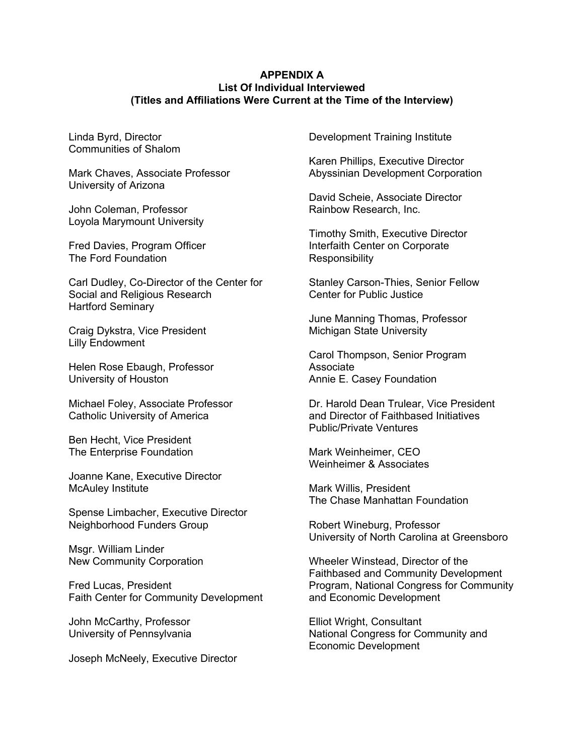**APPENDIX A**
**List Of Individual Interviewed**
**(Titles and Affiliations Were Current at the Time of the Interview)**

Linda Byrd, Director
Communities of Shalom

Mark Chaves, Associate Professor
University of Arizona

John Coleman, Professor
Loyola Marymount University

Fred Davies, Program Officer
The Ford Foundation

Carl Dudley, Co-Director of the Center for Social and Religious Research
Hartford Seminary

Craig Dykstra, Vice President
Lilly Endowment

Helen Rose Ebaugh, Professor
University of Houston

Michael Foley, Associate Professor
Catholic University of America

Ben Hecht, Vice President
The Enterprise Foundation

Joanne Kane, Executive Director
McAuley Institute

Spense Limbacher, Executive Director
Neighborhood Funders Group

Msgr. William Linder
New Community Corporation

Fred Lucas, President
Faith Center for Community Development

John McCarthy, Professor
University of Pennsylvania

Joseph McNeely, Executive Director
Development Training Institute

Karen Phillips, Executive Director
Abyssinian Development Corporation

David Scheie, Associate Director
Rainbow Research, Inc.

Timothy Smith, Executive Director
Interfaith Center on Corporate Responsibility

Stanley Carson-Thies, Senior Fellow
Center for Public Justice

June Manning Thomas, Professor
Michigan State University

Carol Thompson, Senior Program Associate
Annie E. Casey Foundation

Dr. Harold Dean Trulear, Vice President and Director of Faithbased Initiatives
Public/Private Ventures

Mark Weinheimer, CEO
Weinheimer & Associates

Mark Willis, President
The Chase Manhattan Foundation

Robert Wineburg, Professor
University of North Carolina at Greensboro

Wheeler Winstead, Director of the Faithbased and Community Development Program, National Congress for Community and Economic Development

Elliot Wright, Consultant
National Congress for Community and Economic Development